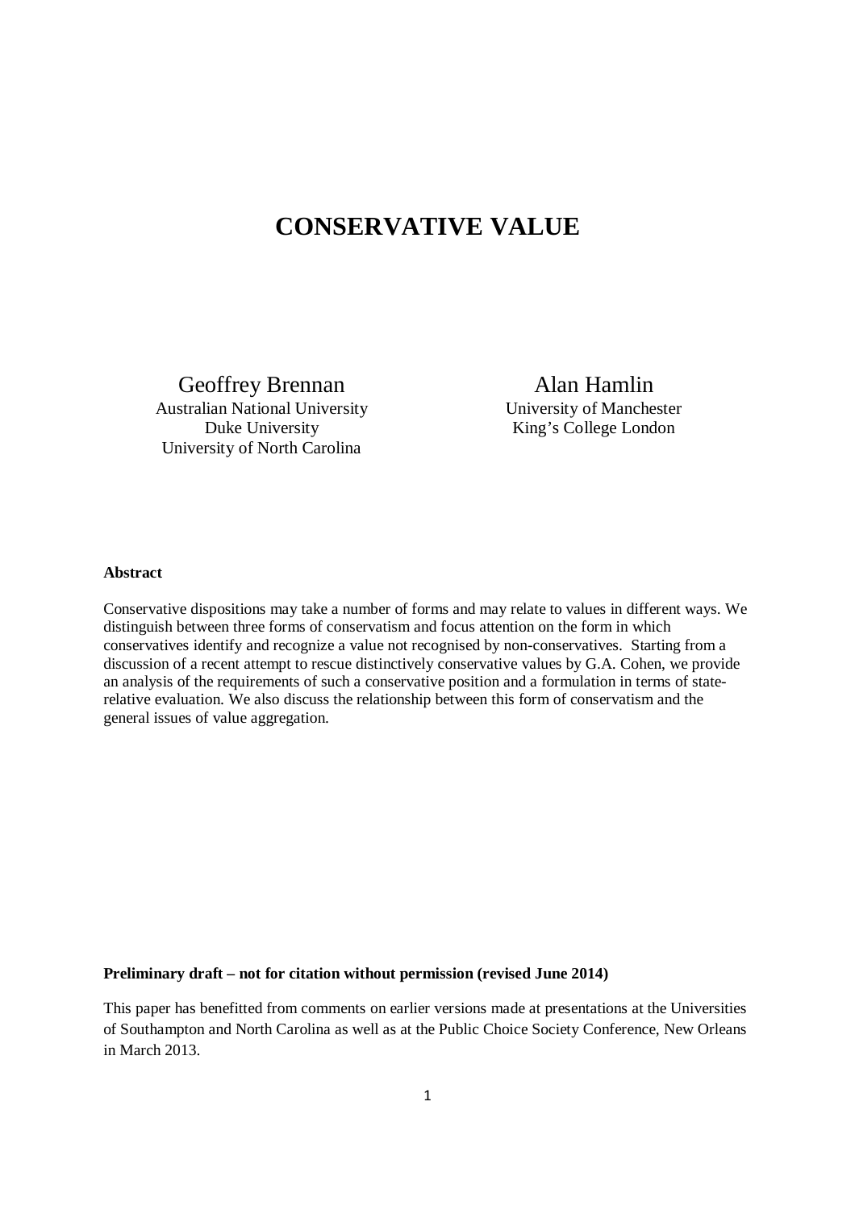# CONSERVATIVE VALUE

Geoffrey Brennan
Australian National University
Duke University
University of North Carolina

Alan Hamlin
University of Manchester
King's College London

**Abstract**

Conservative dispositions may take a number of forms and may relate to values in different ways. We distinguish between three forms of conservatism and focus attention on the form in which conservatives identify and recognize a value not recognised by non-conservatives. Starting from a discussion of a recent attempt to rescue distinctively conservative values by G.A. Cohen, we provide an analysis of the requirements of such a conservative position and a formulation in terms of state-relative evaluation. We also discuss the relationship between this form of conservatism and the general issues of value aggregation.

**Preliminary draft – not for citation without permission (revised June 2014)**

This paper has benefitted from comments on earlier versions made at presentations at the Universities of Southampton and North Carolina as well as at the Public Choice Society Conference, New Orleans in March 2013.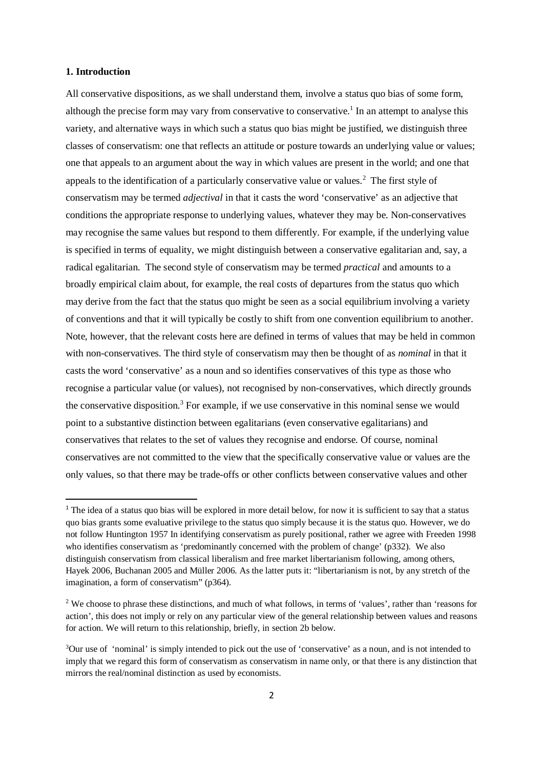## 1. Introduction

All conservative dispositions, as we shall understand them, involve a status quo bias of some form, although the precise form may vary from conservative to conservative.[1] In an attempt to analyse this variety, and alternative ways in which such a status quo bias might be justified, we distinguish three classes of conservatism: one that reflects an attitude or posture towards an underlying value or values; one that appeals to an argument about the way in which values are present in the world; and one that appeals to the identification of a particularly conservative value or values.[2] The first style of conservatism may be termed *adjectival* in that it casts the word 'conservative' as an adjective that conditions the appropriate response to underlying values, whatever they may be. Non-conservatives may recognise the same values but respond to them differently. For example, if the underlying value is specified in terms of equality, we might distinguish between a conservative egalitarian and, say, a radical egalitarian. The second style of conservatism may be termed *practical* and amounts to a broadly empirical claim about, for example, the real costs of departures from the status quo which may derive from the fact that the status quo might be seen as a social equilibrium involving a variety of conventions and that it will typically be costly to shift from one convention equilibrium to another. Note, however, that the relevant costs here are defined in terms of values that may be held in common with non-conservatives. The third style of conservatism may then be thought of as *nominal* in that it casts the word 'conservative' as a noun and so identifies conservatives of this type as those who recognise a particular value (or values), not recognised by non-conservatives, which directly grounds the conservative disposition.[3] For example, if we use conservative in this nominal sense we would point to a substantive distinction between egalitarians (even conservative egalitarians) and conservatives that relates to the set of values they recognise and endorse. Of course, nominal conservatives are not committed to the view that the specifically conservative value or values are the only values, so that there may be trade-offs or other conflicts between conservative values and other

---

[1] The idea of a status quo bias will be explored in more detail below, for now it is sufficient to say that a status quo bias grants some evaluative privilege to the status quo simply because it is the status quo. However, we do not follow Huntington 1957 In identifying conservatism as purely positional, rather we agree with Freeden 1998 who identifies conservatism as 'predominantly concerned with the problem of change' (p332). We also distinguish conservatism from classical liberalism and free market libertarianism following, among others, Hayek 2006, Buchanan 2005 and Müller 2006. As the latter puts it: "libertarianism is not, by any stretch of the imagination, a form of conservatism" (p364).

[2] We choose to phrase these distinctions, and much of what follows, in terms of 'values', rather than 'reasons for action', this does not imply or rely on any particular view of the general relationship between values and reasons for action. We will return to this relationship, briefly, in section 2b below.

[3] Our use of 'nominal' is simply intended to pick out the use of 'conservative' as a noun, and is not intended to imply that we regard this form of conservatism as conservatism in name only, or that there is any distinction that mirrors the real/nominal distinction as used by economists.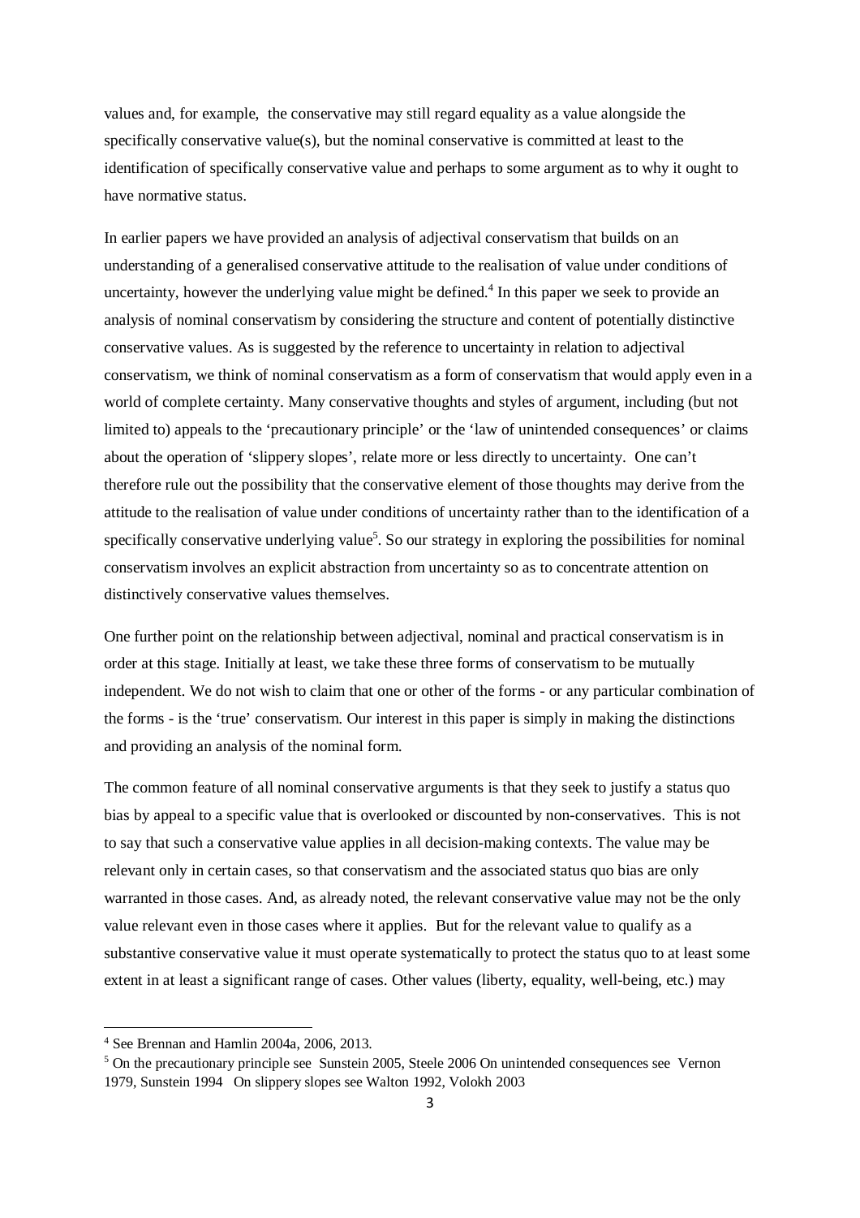values and, for example, the conservative may still regard equality as a value alongside the specifically conservative value(s), but the nominal conservative is committed at least to the identification of specifically conservative value and perhaps to some argument as to why it ought to have normative status.

In earlier papers we have provided an analysis of adjectival conservatism that builds on an understanding of a generalised conservative attitude to the realisation of value under conditions of uncertainty, however the underlying value might be defined.[4] In this paper we seek to provide an analysis of nominal conservatism by considering the structure and content of potentially distinctive conservative values. As is suggested by the reference to uncertainty in relation to adjectival conservatism, we think of nominal conservatism as a form of conservatism that would apply even in a world of complete certainty. Many conservative thoughts and styles of argument, including (but not limited to) appeals to the 'precautionary principle' or the 'law of unintended consequences' or claims about the operation of 'slippery slopes', relate more or less directly to uncertainty. One can't therefore rule out the possibility that the conservative element of those thoughts may derive from the attitude to the realisation of value under conditions of uncertainty rather than to the identification of a specifically conservative underlying value[5]. So our strategy in exploring the possibilities for nominal conservatism involves an explicit abstraction from uncertainty so as to concentrate attention on distinctively conservative values themselves.

One further point on the relationship between adjectival, nominal and practical conservatism is in order at this stage. Initially at least, we take these three forms of conservatism to be mutually independent. We do not wish to claim that one or other of the forms - or any particular combination of the forms - is the 'true' conservatism. Our interest in this paper is simply in making the distinctions and providing an analysis of the nominal form.

The common feature of all nominal conservative arguments is that they seek to justify a status quo bias by appeal to a specific value that is overlooked or discounted by non-conservatives. This is not to say that such a conservative value applies in all decision-making contexts. The value may be relevant only in certain cases, so that conservatism and the associated status quo bias are only warranted in those cases. And, as already noted, the relevant conservative value may not be the only value relevant even in those cases where it applies. But for the relevant value to qualify as a substantive conservative value it must operate systematically to protect the status quo to at least some extent in at least a significant range of cases. Other values (liberty, equality, well-being, etc.) may

---

[4] See Brennan and Hamlin 2004a, 2006, 2013.

[5] On the precautionary principle see Sunstein 2005, Steele 2006 On unintended consequences see Vernon 1979, Sunstein 1994 On slippery slopes see Walton 1992, Volokh 2003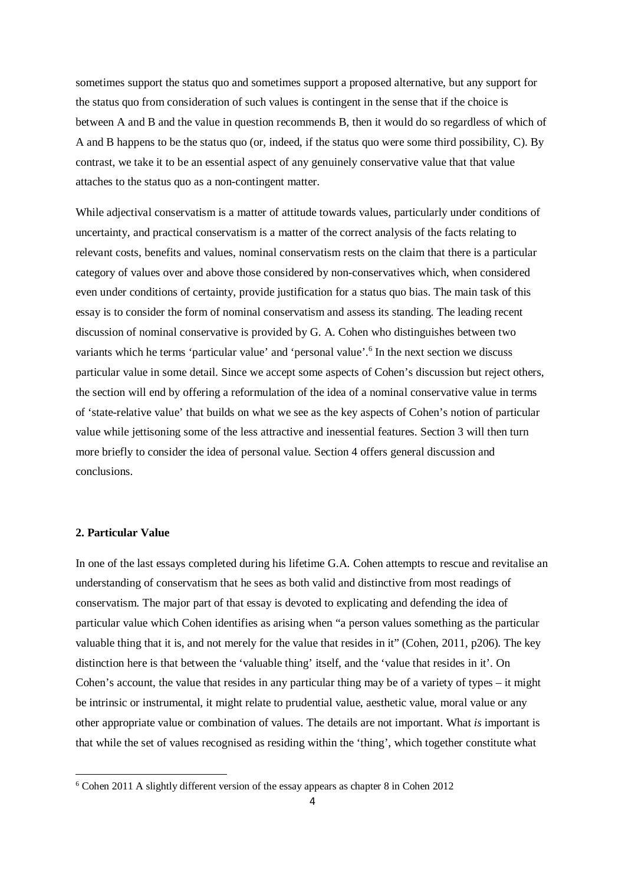sometimes support the status quo and sometimes support a proposed alternative, but any support for the status quo from consideration of such values is contingent in the sense that if the choice is between A and B and the value in question recommends B, then it would do so regardless of which of A and B happens to be the status quo (or, indeed, if the status quo were some third possibility, C). By contrast, we take it to be an essential aspect of any genuinely conservative value that that value attaches to the status quo as a non-contingent matter.

While adjectival conservatism is a matter of attitude towards values, particularly under conditions of uncertainty, and practical conservatism is a matter of the correct analysis of the facts relating to relevant costs, benefits and values, nominal conservatism rests on the claim that there is a particular category of values over and above those considered by non-conservatives which, when considered even under conditions of certainty, provide justification for a status quo bias. The main task of this essay is to consider the form of nominal conservatism and assess its standing. The leading recent discussion of nominal conservative is provided by G. A. Cohen who distinguishes between two variants which he terms 'particular value' and 'personal value'.[6] In the next section we discuss particular value in some detail. Since we accept some aspects of Cohen's discussion but reject others, the section will end by offering a reformulation of the idea of a nominal conservative value in terms of 'state-relative value' that builds on what we see as the key aspects of Cohen's notion of particular value while jettisoning some of the less attractive and inessential features. Section 3 will then turn more briefly to consider the idea of personal value. Section 4 offers general discussion and conclusions.

## 2. Particular Value

In one of the last essays completed during his lifetime G.A. Cohen attempts to rescue and revitalise an understanding of conservatism that he sees as both valid and distinctive from most readings of conservatism. The major part of that essay is devoted to explicating and defending the idea of particular value which Cohen identifies as arising when "a person values something as the particular valuable thing that it is, and not merely for the value that resides in it" (Cohen, 2011, p206). The key distinction here is that between the 'valuable thing' itself, and the 'value that resides in it'. On Cohen's account, the value that resides in any particular thing may be of a variety of types – it might be intrinsic or instrumental, it might relate to prudential value, aesthetic value, moral value or any other appropriate value or combination of values. The details are not important. What *is* important is that while the set of values recognised as residing within the 'thing', which together constitute what

[6] Cohen 2011 A slightly different version of the essay appears as chapter 8 in Cohen 2012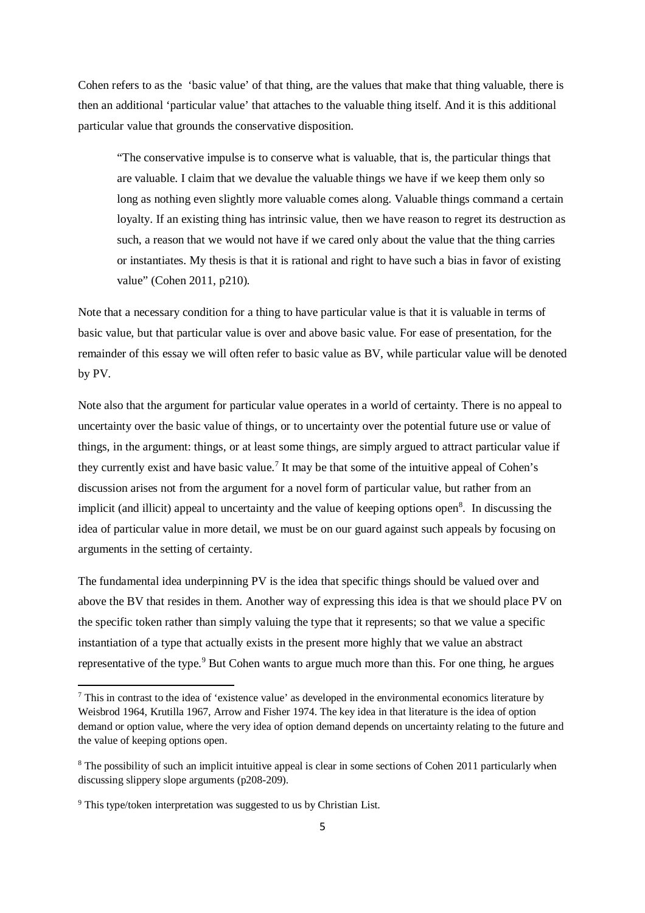Cohen refers to as the 'basic value' of that thing, are the values that make that thing valuable, there is then an additional 'particular value' that attaches to the valuable thing itself. And it is this additional particular value that grounds the conservative disposition.

> "The conservative impulse is to conserve what is valuable, that is, the particular things that are valuable. I claim that we devalue the valuable things we have if we keep them only so long as nothing even slightly more valuable comes along. Valuable things command a certain loyalty. If an existing thing has intrinsic value, then we have reason to regret its destruction as such, a reason that we would not have if we cared only about the value that the thing carries or instantiates. My thesis is that it is rational and right to have such a bias in favor of existing value" (Cohen 2011, p210).

Note that a necessary condition for a thing to have particular value is that it is valuable in terms of basic value, but that particular value is over and above basic value. For ease of presentation, for the remainder of this essay we will often refer to basic value as BV, while particular value will be denoted by PV.

Note also that the argument for particular value operates in a world of certainty. There is no appeal to uncertainty over the basic value of things, or to uncertainty over the potential future use or value of things, in the argument: things, or at least some things, are simply argued to attract particular value if they currently exist and have basic value.[7] It may be that some of the intuitive appeal of Cohen's discussion arises not from the argument for a novel form of particular value, but rather from an implicit (and illicit) appeal to uncertainty and the value of keeping options open[8]. In discussing the idea of particular value in more detail, we must be on our guard against such appeals by focusing on arguments in the setting of certainty.

The fundamental idea underpinning PV is the idea that specific things should be valued over and above the BV that resides in them. Another way of expressing this idea is that we should place PV on the specific token rather than simply valuing the type that it represents; so that we value a specific instantiation of a type that actually exists in the present more highly that we value an abstract representative of the type.[9] But Cohen wants to argue much more than this. For one thing, he argues

---

[7] This in contrast to the idea of 'existence value' as developed in the environmental economics literature by Weisbrod 1964, Krutilla 1967, Arrow and Fisher 1974. The key idea in that literature is the idea of option demand or option value, where the very idea of option demand depends on uncertainty relating to the future and the value of keeping options open.

[8] The possibility of such an implicit intuitive appeal is clear in some sections of Cohen 2011 particularly when discussing slippery slope arguments (p208-209).

[9] This type/token interpretation was suggested to us by Christian List.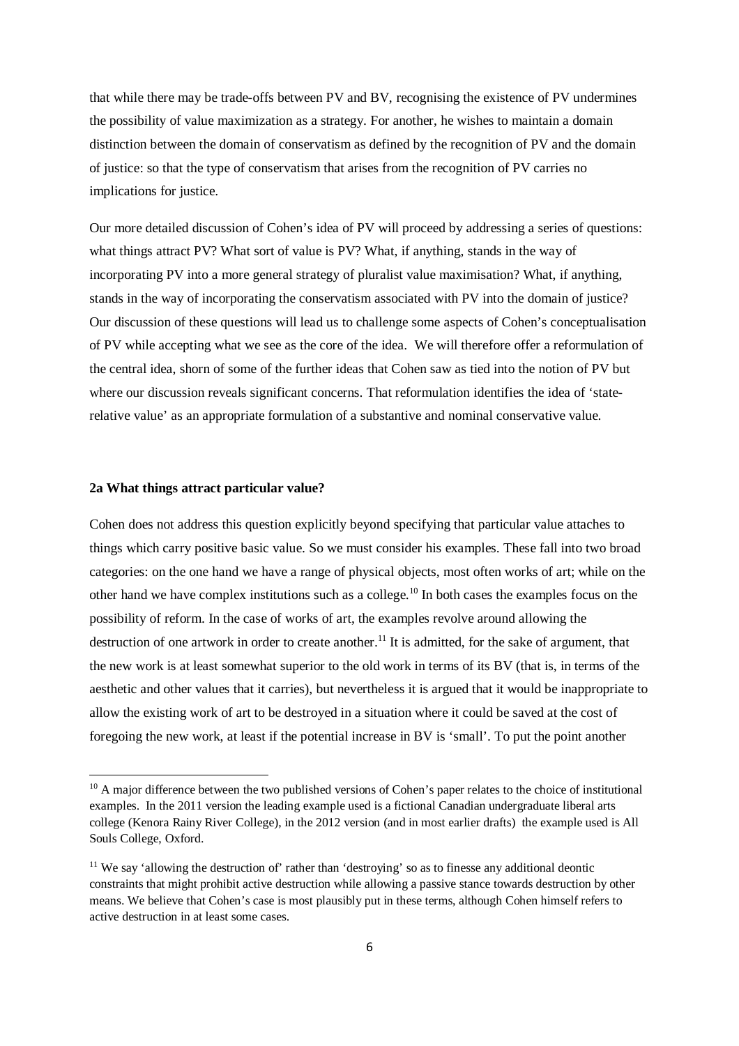that while there may be trade-offs between PV and BV, recognising the existence of PV undermines the possibility of value maximization as a strategy. For another, he wishes to maintain a domain distinction between the domain of conservatism as defined by the recognition of PV and the domain of justice: so that the type of conservatism that arises from the recognition of PV carries no implications for justice.

Our more detailed discussion of Cohen's idea of PV will proceed by addressing a series of questions: what things attract PV? What sort of value is PV? What, if anything, stands in the way of incorporating PV into a more general strategy of pluralist value maximisation? What, if anything, stands in the way of incorporating the conservatism associated with PV into the domain of justice? Our discussion of these questions will lead us to challenge some aspects of Cohen's conceptualisation of PV while accepting what we see as the core of the idea. We will therefore offer a reformulation of the central idea, shorn of some of the further ideas that Cohen saw as tied into the notion of PV but where our discussion reveals significant concerns. That reformulation identifies the idea of 'state-relative value' as an appropriate formulation of a substantive and nominal conservative value.

### 2a What things attract particular value?

Cohen does not address this question explicitly beyond specifying that particular value attaches to things which carry positive basic value. So we must consider his examples. These fall into two broad categories: on the one hand we have a range of physical objects, most often works of art; while on the other hand we have complex institutions such as a college.[10] In both cases the examples focus on the possibility of reform. In the case of works of art, the examples revolve around allowing the destruction of one artwork in order to create another.[11] It is admitted, for the sake of argument, that the new work is at least somewhat superior to the old work in terms of its BV (that is, in terms of the aesthetic and other values that it carries), but nevertheless it is argued that it would be inappropriate to allow the existing work of art to be destroyed in a situation where it could be saved at the cost of foregoing the new work, at least if the potential increase in BV is 'small'. To put the point another

---

[10] A major difference between the two published versions of Cohen's paper relates to the choice of institutional examples. In the 2011 version the leading example used is a fictional Canadian undergraduate liberal arts college (Kenora Rainy River College), in the 2012 version (and in most earlier drafts) the example used is All Souls College, Oxford.

[11] We say 'allowing the destruction of' rather than 'destroying' so as to finesse any additional deontic constraints that might prohibit active destruction while allowing a passive stance towards destruction by other means. We believe that Cohen's case is most plausibly put in these terms, although Cohen himself refers to active destruction in at least some cases.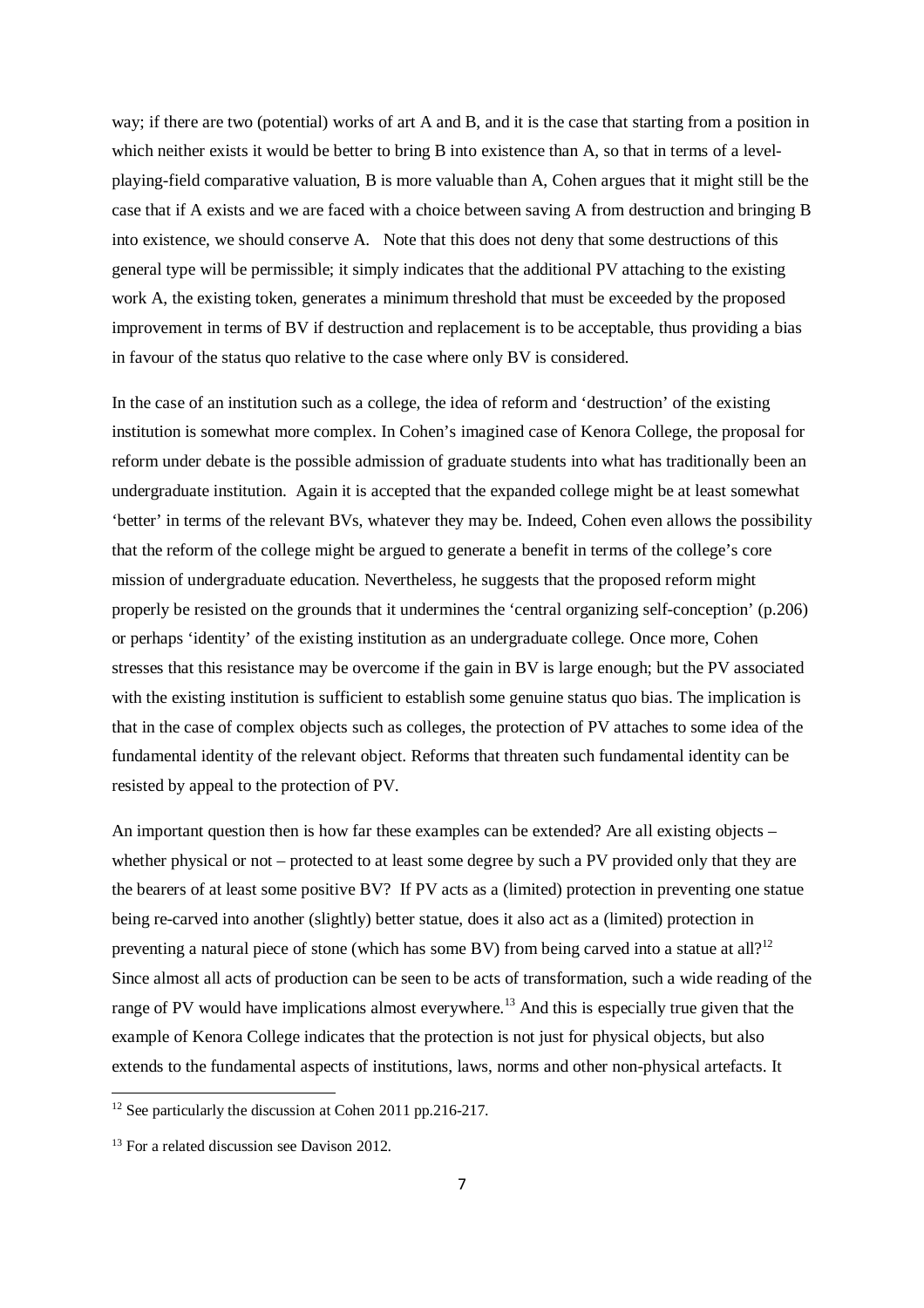way; if there are two (potential) works of art A and B, and it is the case that starting from a position in which neither exists it would be better to bring B into existence than A, so that in terms of a level-playing-field comparative valuation, B is more valuable than A, Cohen argues that it might still be the case that if A exists and we are faced with a choice between saving A from destruction and bringing B into existence, we should conserve A. Note that this does not deny that some destructions of this general type will be permissible; it simply indicates that the additional PV attaching to the existing work A, the existing token, generates a minimum threshold that must be exceeded by the proposed improvement in terms of BV if destruction and replacement is to be acceptable, thus providing a bias in favour of the status quo relative to the case where only BV is considered.

In the case of an institution such as a college, the idea of reform and 'destruction' of the existing institution is somewhat more complex. In Cohen's imagined case of Kenora College, the proposal for reform under debate is the possible admission of graduate students into what has traditionally been an undergraduate institution. Again it is accepted that the expanded college might be at least somewhat 'better' in terms of the relevant BVs, whatever they may be. Indeed, Cohen even allows the possibility that the reform of the college might be argued to generate a benefit in terms of the college's core mission of undergraduate education. Nevertheless, he suggests that the proposed reform might properly be resisted on the grounds that it undermines the 'central organizing self-conception' (p.206) or perhaps 'identity' of the existing institution as an undergraduate college. Once more, Cohen stresses that this resistance may be overcome if the gain in BV is large enough; but the PV associated with the existing institution is sufficient to establish some genuine status quo bias. The implication is that in the case of complex objects such as colleges, the protection of PV attaches to some idea of the fundamental identity of the relevant object. Reforms that threaten such fundamental identity can be resisted by appeal to the protection of PV.

An important question then is how far these examples can be extended? Are all existing objects – whether physical or not – protected to at least some degree by such a PV provided only that they are the bearers of at least some positive BV? If PV acts as a (limited) protection in preventing one statue being re-carved into another (slightly) better statue, does it also act as a (limited) protection in preventing a natural piece of stone (which has some BV) from being carved into a statue at all?[12] Since almost all acts of production can be seen to be acts of transformation, such a wide reading of the range of PV would have implications almost everywhere.[13] And this is especially true given that the example of Kenora College indicates that the protection is not just for physical objects, but also extends to the fundamental aspects of institutions, laws, norms and other non-physical artefacts. It

[12] See particularly the discussion at Cohen 2011 pp.216-217.

[13] For a related discussion see Davison 2012.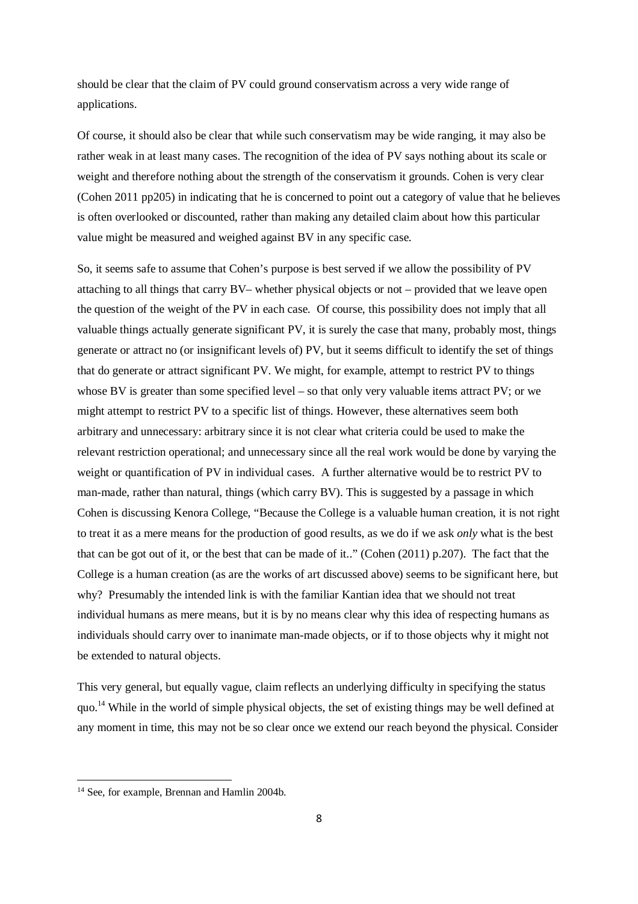should be clear that the claim of PV could ground conservatism across a very wide range of applications.

Of course, it should also be clear that while such conservatism may be wide ranging, it may also be rather weak in at least many cases. The recognition of the idea of PV says nothing about its scale or weight and therefore nothing about the strength of the conservatism it grounds. Cohen is very clear (Cohen 2011 pp205) in indicating that he is concerned to point out a category of value that he believes is often overlooked or discounted, rather than making any detailed claim about how this particular value might be measured and weighed against BV in any specific case.

So, it seems safe to assume that Cohen's purpose is best served if we allow the possibility of PV attaching to all things that carry BV– whether physical objects or not – provided that we leave open the question of the weight of the PV in each case. Of course, this possibility does not imply that all valuable things actually generate significant PV, it is surely the case that many, probably most, things generate or attract no (or insignificant levels of) PV, but it seems difficult to identify the set of things that do generate or attract significant PV. We might, for example, attempt to restrict PV to things whose BV is greater than some specified level – so that only very valuable items attract PV; or we might attempt to restrict PV to a specific list of things. However, these alternatives seem both arbitrary and unnecessary: arbitrary since it is not clear what criteria could be used to make the relevant restriction operational; and unnecessary since all the real work would be done by varying the weight or quantification of PV in individual cases. A further alternative would be to restrict PV to man-made, rather than natural, things (which carry BV). This is suggested by a passage in which Cohen is discussing Kenora College, "Because the College is a valuable human creation, it is not right to treat it as a mere means for the production of good results, as we do if we ask *only* what is the best that can be got out of it, or the best that can be made of it.." (Cohen (2011) p.207). The fact that the College is a human creation (as are the works of art discussed above) seems to be significant here, but why? Presumably the intended link is with the familiar Kantian idea that we should not treat individual humans as mere means, but it is by no means clear why this idea of respecting humans as individuals should carry over to inanimate man-made objects, or if to those objects why it might not be extended to natural objects.

This very general, but equally vague, claim reflects an underlying difficulty in specifying the status quo.[14] While in the world of simple physical objects, the set of existing things may be well defined at any moment in time, this may not be so clear once we extend our reach beyond the physical. Consider

[14] See, for example, Brennan and Hamlin 2004b.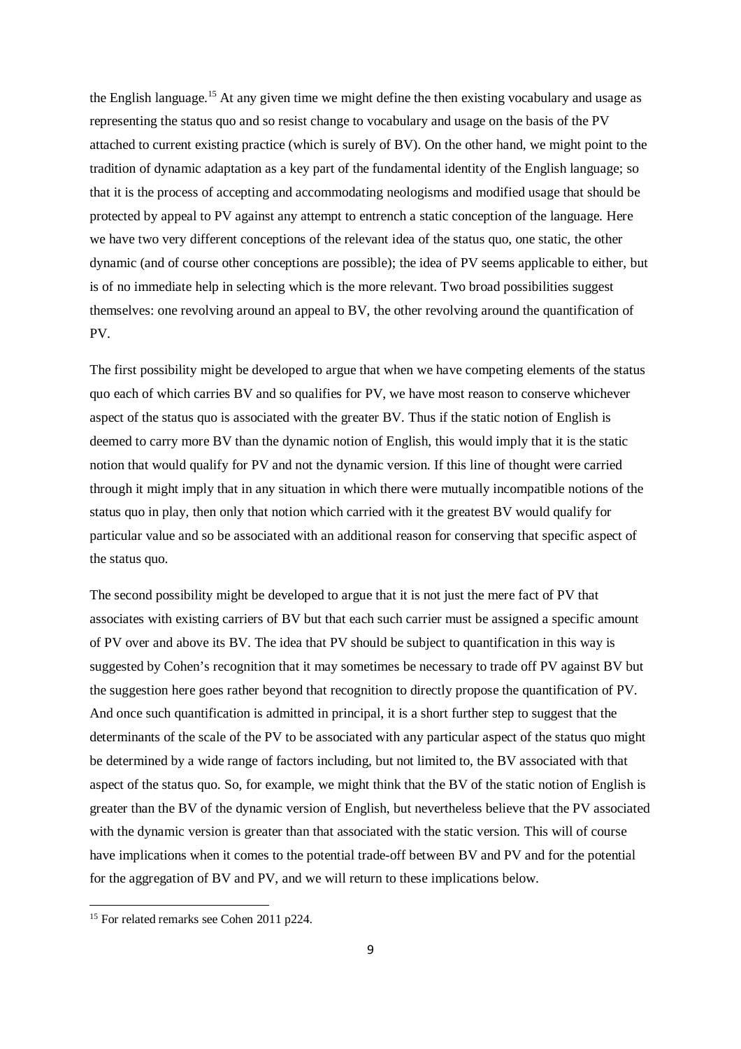the English language.[15] At any given time we might define the then existing vocabulary and usage as representing the status quo and so resist change to vocabulary and usage on the basis of the PV attached to current existing practice (which is surely of BV). On the other hand, we might point to the tradition of dynamic adaptation as a key part of the fundamental identity of the English language; so that it is the process of accepting and accommodating neologisms and modified usage that should be protected by appeal to PV against any attempt to entrench a static conception of the language. Here we have two very different conceptions of the relevant idea of the status quo, one static, the other dynamic (and of course other conceptions are possible); the idea of PV seems applicable to either, but is of no immediate help in selecting which is the more relevant. Two broad possibilities suggest themselves: one revolving around an appeal to BV, the other revolving around the quantification of PV.

The first possibility might be developed to argue that when we have competing elements of the status quo each of which carries BV and so qualifies for PV, we have most reason to conserve whichever aspect of the status quo is associated with the greater BV. Thus if the static notion of English is deemed to carry more BV than the dynamic notion of English, this would imply that it is the static notion that would qualify for PV and not the dynamic version. If this line of thought were carried through it might imply that in any situation in which there were mutually incompatible notions of the status quo in play, then only that notion which carried with it the greatest BV would qualify for particular value and so be associated with an additional reason for conserving that specific aspect of the status quo.

The second possibility might be developed to argue that it is not just the mere fact of PV that associates with existing carriers of BV but that each such carrier must be assigned a specific amount of PV over and above its BV. The idea that PV should be subject to quantification in this way is suggested by Cohen's recognition that it may sometimes be necessary to trade off PV against BV but the suggestion here goes rather beyond that recognition to directly propose the quantification of PV. And once such quantification is admitted in principal, it is a short further step to suggest that the determinants of the scale of the PV to be associated with any particular aspect of the status quo might be determined by a wide range of factors including, but not limited to, the BV associated with that aspect of the status quo. So, for example, we might think that the BV of the static notion of English is greater than the BV of the dynamic version of English, but nevertheless believe that the PV associated with the dynamic version is greater than that associated with the static version. This will of course have implications when it comes to the potential trade-off between BV and PV and for the potential for the aggregation of BV and PV, and we will return to these implications below.

[15] For related remarks see Cohen 2011 p224.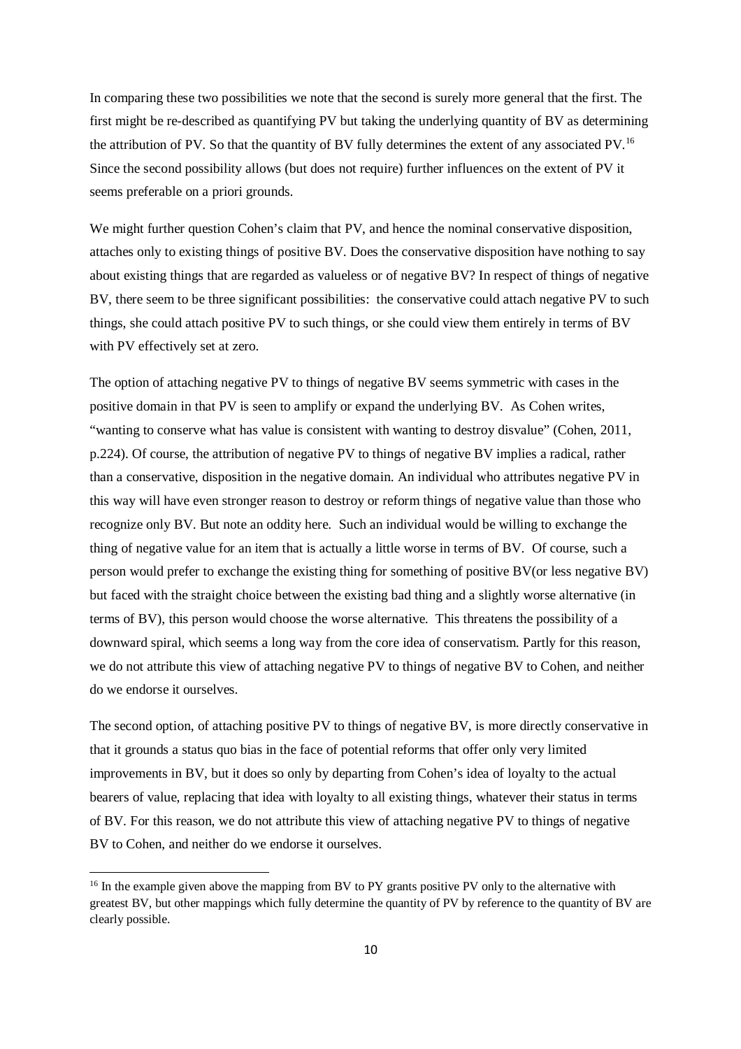In comparing these two possibilities we note that the second is surely more general that the first. The first might be re-described as quantifying PV but taking the underlying quantity of BV as determining the attribution of PV. So that the quantity of BV fully determines the extent of any associated PV.[16] Since the second possibility allows (but does not require) further influences on the extent of PV it seems preferable on a priori grounds.

We might further question Cohen's claim that PV, and hence the nominal conservative disposition, attaches only to existing things of positive BV. Does the conservative disposition have nothing to say about existing things that are regarded as valueless or of negative BV? In respect of things of negative BV, there seem to be three significant possibilities: the conservative could attach negative PV to such things, she could attach positive PV to such things, or she could view them entirely in terms of BV with PV effectively set at zero.

The option of attaching negative PV to things of negative BV seems symmetric with cases in the positive domain in that PV is seen to amplify or expand the underlying BV. As Cohen writes, "wanting to conserve what has value is consistent with wanting to destroy disvalue" (Cohen, 2011, p.224). Of course, the attribution of negative PV to things of negative BV implies a radical, rather than a conservative, disposition in the negative domain. An individual who attributes negative PV in this way will have even stronger reason to destroy or reform things of negative value than those who recognize only BV. But note an oddity here. Such an individual would be willing to exchange the thing of negative value for an item that is actually a little worse in terms of BV. Of course, such a person would prefer to exchange the existing thing for something of positive BV(or less negative BV) but faced with the straight choice between the existing bad thing and a slightly worse alternative (in terms of BV), this person would choose the worse alternative. This threatens the possibility of a downward spiral, which seems a long way from the core idea of conservatism. Partly for this reason, we do not attribute this view of attaching negative PV to things of negative BV to Cohen, and neither do we endorse it ourselves.

The second option, of attaching positive PV to things of negative BV, is more directly conservative in that it grounds a status quo bias in the face of potential reforms that offer only very limited improvements in BV, but it does so only by departing from Cohen's idea of loyalty to the actual bearers of value, replacing that idea with loyalty to all existing things, whatever their status in terms of BV. For this reason, we do not attribute this view of attaching negative PV to things of negative BV to Cohen, and neither do we endorse it ourselves.

[16] In the example given above the mapping from BV to PY grants positive PV only to the alternative with greatest BV, but other mappings which fully determine the quantity of PV by reference to the quantity of BV are clearly possible.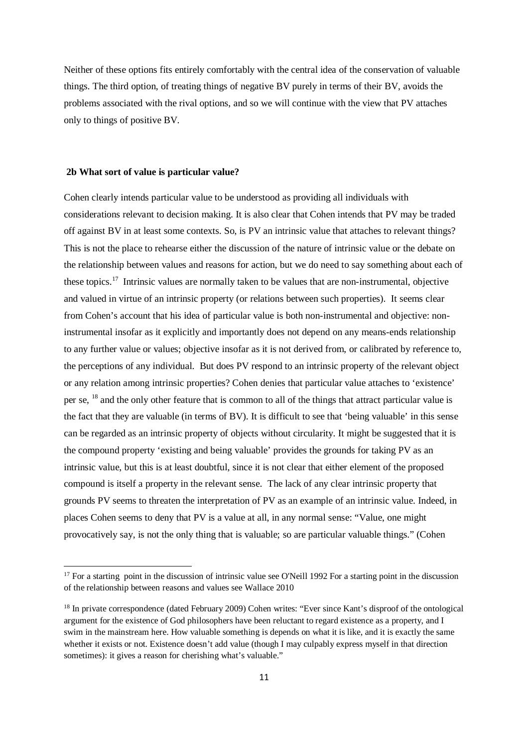Neither of these options fits entirely comfortably with the central idea of the conservation of valuable things. The third option, of treating things of negative BV purely in terms of their BV, avoids the problems associated with the rival options, and so we will continue with the view that PV attaches only to things of positive BV.

### 2b What sort of value is particular value?

Cohen clearly intends particular value to be understood as providing all individuals with considerations relevant to decision making. It is also clear that Cohen intends that PV may be traded off against BV in at least some contexts. So, is PV an intrinsic value that attaches to relevant things? This is not the place to rehearse either the discussion of the nature of intrinsic value or the debate on the relationship between values and reasons for action, but we do need to say something about each of these topics.[17] Intrinsic values are normally taken to be values that are non-instrumental, objective and valued in virtue of an intrinsic property (or relations between such properties). It seems clear from Cohen's account that his idea of particular value is both non-instrumental and objective: non-instrumental insofar as it explicitly and importantly does not depend on any means-ends relationship to any further value or values; objective insofar as it is not derived from, or calibrated by reference to, the perceptions of any individual. But does PV respond to an intrinsic property of the relevant object or any relation among intrinsic properties? Cohen denies that particular value attaches to 'existence' per se, [18] and the only other feature that is common to all of the things that attract particular value is the fact that they are valuable (in terms of BV). It is difficult to see that 'being valuable' in this sense can be regarded as an intrinsic property of objects without circularity. It might be suggested that it is the compound property 'existing and being valuable' provides the grounds for taking PV as an intrinsic value, but this is at least doubtful, since it is not clear that either element of the proposed compound is itself a property in the relevant sense. The lack of any clear intrinsic property that grounds PV seems to threaten the interpretation of PV as an example of an intrinsic value. Indeed, in places Cohen seems to deny that PV is a value at all, in any normal sense: "Value, one might provocatively say, is not the only thing that is valuable; so are particular valuable things." (Cohen

---

[17] For a starting point in the discussion of intrinsic value see O'Neill 1992 For a starting point in the discussion of the relationship between reasons and values see Wallace 2010

[18] In private correspondence (dated February 2009) Cohen writes: "Ever since Kant's disproof of the ontological argument for the existence of God philosophers have been reluctant to regard existence as a property, and I swim in the mainstream here. How valuable something is depends on what it is like, and it is exactly the same whether it exists or not. Existence doesn't add value (though I may culpably express myself in that direction sometimes): it gives a reason for cherishing what's valuable."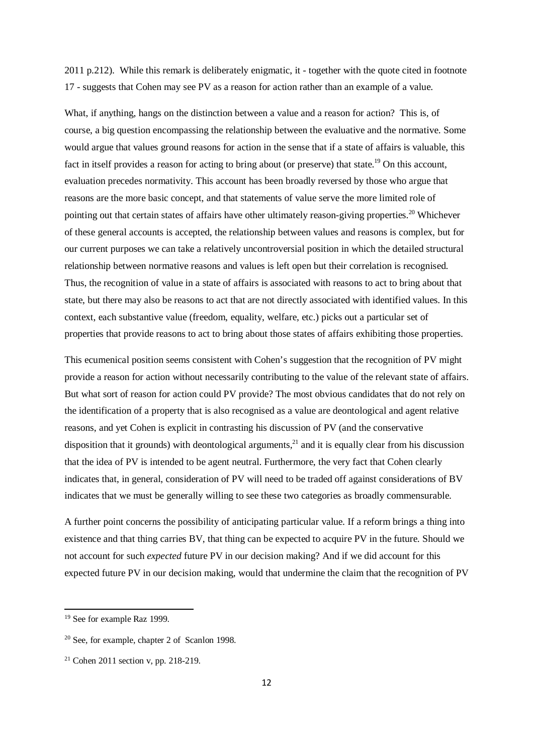2011 p.212). While this remark is deliberately enigmatic, it - together with the quote cited in footnote 17 - suggests that Cohen may see PV as a reason for action rather than an example of a value.

What, if anything, hangs on the distinction between a value and a reason for action? This is, of course, a big question encompassing the relationship between the evaluative and the normative. Some would argue that values ground reasons for action in the sense that if a state of affairs is valuable, this fact in itself provides a reason for acting to bring about (or preserve) that state.[19] On this account, evaluation precedes normativity. This account has been broadly reversed by those who argue that reasons are the more basic concept, and that statements of value serve the more limited role of pointing out that certain states of affairs have other ultimately reason-giving properties.[20] Whichever of these general accounts is accepted, the relationship between values and reasons is complex, but for our current purposes we can take a relatively uncontroversial position in which the detailed structural relationship between normative reasons and values is left open but their correlation is recognised. Thus, the recognition of value in a state of affairs is associated with reasons to act to bring about that state, but there may also be reasons to act that are not directly associated with identified values. In this context, each substantive value (freedom, equality, welfare, etc.) picks out a particular set of properties that provide reasons to act to bring about those states of affairs exhibiting those properties.

This ecumenical position seems consistent with Cohen's suggestion that the recognition of PV might provide a reason for action without necessarily contributing to the value of the relevant state of affairs. But what sort of reason for action could PV provide? The most obvious candidates that do not rely on the identification of a property that is also recognised as a value are deontological and agent relative reasons, and yet Cohen is explicit in contrasting his discussion of PV (and the conservative disposition that it grounds) with deontological arguments,[21] and it is equally clear from his discussion that the idea of PV is intended to be agent neutral. Furthermore, the very fact that Cohen clearly indicates that, in general, consideration of PV will need to be traded off against considerations of BV indicates that we must be generally willing to see these two categories as broadly commensurable.

A further point concerns the possibility of anticipating particular value. If a reform brings a thing into existence and that thing carries BV, that thing can be expected to acquire PV in the future. Should we not account for such *expected* future PV in our decision making? And if we did account for this expected future PV in our decision making, would that undermine the claim that the recognition of PV

[19] See for example Raz 1999.

[20] See, for example, chapter 2 of Scanlon 1998.

[21] Cohen 2011 section v, pp. 218-219.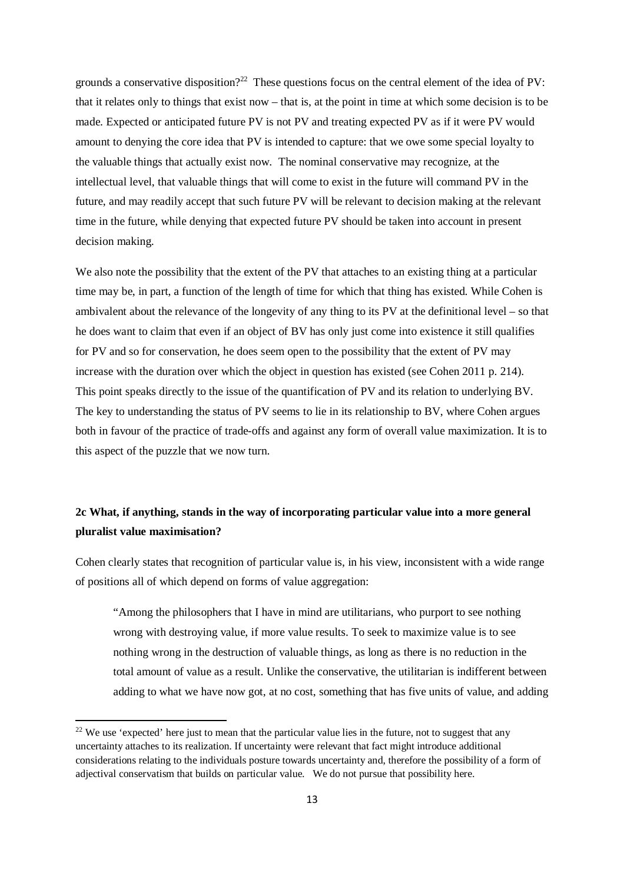grounds a conservative disposition?[22] These questions focus on the central element of the idea of PV: that it relates only to things that exist now – that is, at the point in time at which some decision is to be made. Expected or anticipated future PV is not PV and treating expected PV as if it were PV would amount to denying the core idea that PV is intended to capture: that we owe some special loyalty to the valuable things that actually exist now. The nominal conservative may recognize, at the intellectual level, that valuable things that will come to exist in the future will command PV in the future, and may readily accept that such future PV will be relevant to decision making at the relevant time in the future, while denying that expected future PV should be taken into account in present decision making.

We also note the possibility that the extent of the PV that attaches to an existing thing at a particular time may be, in part, a function of the length of time for which that thing has existed. While Cohen is ambivalent about the relevance of the longevity of any thing to its PV at the definitional level – so that he does want to claim that even if an object of BV has only just come into existence it still qualifies for PV and so for conservation, he does seem open to the possibility that the extent of PV may increase with the duration over which the object in question has existed (see Cohen 2011 p. 214). This point speaks directly to the issue of the quantification of PV and its relation to underlying BV. The key to understanding the status of PV seems to lie in its relationship to BV, where Cohen argues both in favour of the practice of trade-offs and against any form of overall value maximization. It is to this aspect of the puzzle that we now turn.

### 2c What, if anything, stands in the way of incorporating particular value into a more general pluralist value maximisation?

Cohen clearly states that recognition of particular value is, in his view, inconsistent with a wide range of positions all of which depend on forms of value aggregation:

> "Among the philosophers that I have in mind are utilitarians, who purport to see nothing wrong with destroying value, if more value results. To seek to maximize value is to see nothing wrong in the destruction of valuable things, as long as there is no reduction in the total amount of value as a result. Unlike the conservative, the utilitarian is indifferent between adding to what we have now got, at no cost, something that has five units of value, and adding

[22] We use 'expected' here just to mean that the particular value lies in the future, not to suggest that any uncertainty attaches to its realization. If uncertainty were relevant that fact might introduce additional considerations relating to the individuals posture towards uncertainty and, therefore the possibility of a form of adjectival conservatism that builds on particular value. We do not pursue that possibility here.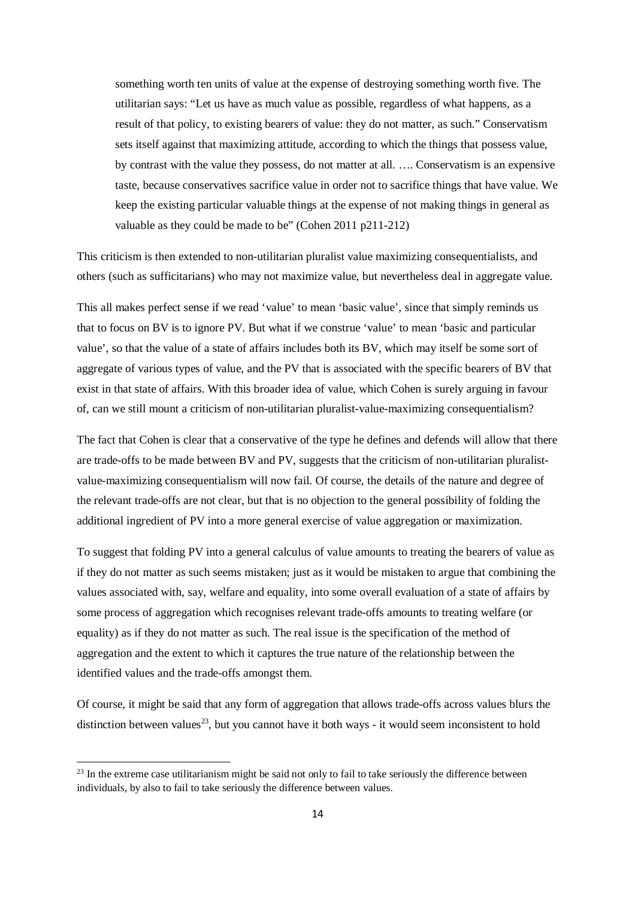> something worth ten units of value at the expense of destroying something worth five. The utilitarian says: "Let us have as much value as possible, regardless of what happens, as a result of that policy, to existing bearers of value: they do not matter, as such." Conservatism sets itself against that maximizing attitude, according to which the things that possess value, by contrast with the value they possess, do not matter at all. …. Conservatism is an expensive taste, because conservatives sacrifice value in order not to sacrifice things that have value. We keep the existing particular valuable things at the expense of not making things in general as valuable as they could be made to be" (Cohen 2011 p211-212)

This criticism is then extended to non-utilitarian pluralist value maximizing consequentialists, and others (such as sufficitarians) who may not maximize value, but nevertheless deal in aggregate value.

This all makes perfect sense if we read 'value' to mean 'basic value', since that simply reminds us that to focus on BV is to ignore PV. But what if we construe 'value' to mean 'basic and particular value', so that the value of a state of affairs includes both its BV, which may itself be some sort of aggregate of various types of value, and the PV that is associated with the specific bearers of BV that exist in that state of affairs. With this broader idea of value, which Cohen is surely arguing in favour of, can we still mount a criticism of non-utilitarian pluralist-value-maximizing consequentialism?

The fact that Cohen is clear that a conservative of the type he defines and defends will allow that there are trade-offs to be made between BV and PV, suggests that the criticism of non-utilitarian pluralist-value-maximizing consequentialism will now fail. Of course, the details of the nature and degree of the relevant trade-offs are not clear, but that is no objection to the general possibility of folding the additional ingredient of PV into a more general exercise of value aggregation or maximization.

To suggest that folding PV into a general calculus of value amounts to treating the bearers of value as if they do not matter as such seems mistaken; just as it would be mistaken to argue that combining the values associated with, say, welfare and equality, into some overall evaluation of a state of affairs by some process of aggregation which recognises relevant trade-offs amounts to treating welfare (or equality) as if they do not matter as such. The real issue is the specification of the method of aggregation and the extent to which it captures the true nature of the relationship between the identified values and the trade-offs amongst them.

Of course, it might be said that any form of aggregation that allows trade-offs across values blurs the distinction between values[23], but you cannot have it both ways - it would seem inconsistent to hold

[23] In the extreme case utilitarianism might be said not only to fail to take seriously the difference between individuals, by also to fail to take seriously the difference between values.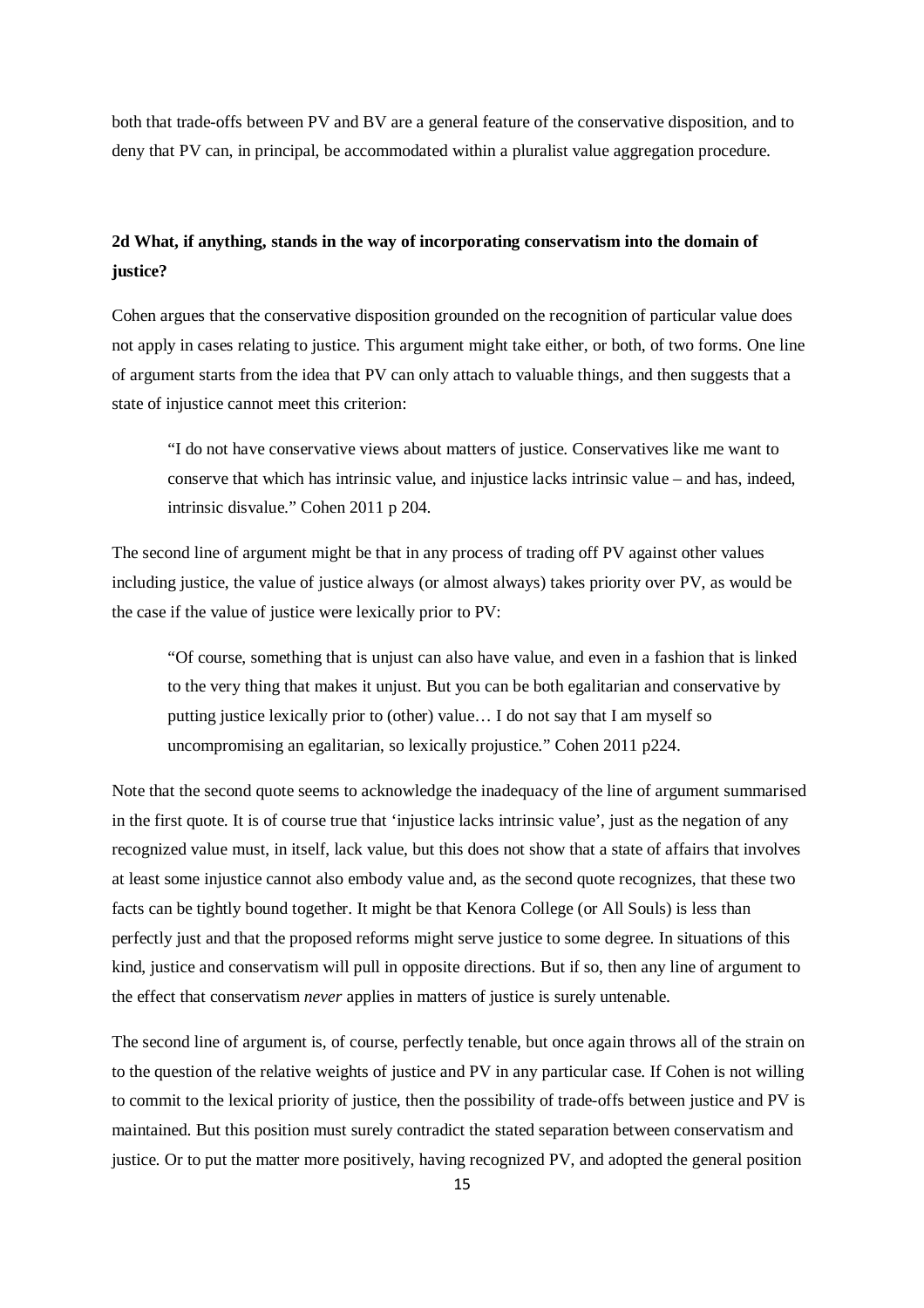both that trade-offs between PV and BV are a general feature of the conservative disposition, and to deny that PV can, in principal, be accommodated within a pluralist value aggregation procedure.

## 2d What, if anything, stands in the way of incorporating conservatism into the domain of justice?

Cohen argues that the conservative disposition grounded on the recognition of particular value does not apply in cases relating to justice. This argument might take either, or both, of two forms. One line of argument starts from the idea that PV can only attach to valuable things, and then suggests that a state of injustice cannot meet this criterion:

> "I do not have conservative views about matters of justice. Conservatives like me want to conserve that which has intrinsic value, and injustice lacks intrinsic value – and has, indeed, intrinsic disvalue." Cohen 2011 p 204.

The second line of argument might be that in any process of trading off PV against other values including justice, the value of justice always (or almost always) takes priority over PV, as would be the case if the value of justice were lexically prior to PV:

> "Of course, something that is unjust can also have value, and even in a fashion that is linked to the very thing that makes it unjust. But you can be both egalitarian and conservative by putting justice lexically prior to (other) value… I do not say that I am myself so uncompromising an egalitarian, so lexically projustice." Cohen 2011 p224.

Note that the second quote seems to acknowledge the inadequacy of the line of argument summarised in the first quote. It is of course true that 'injustice lacks intrinsic value', just as the negation of any recognized value must, in itself, lack value, but this does not show that a state of affairs that involves at least some injustice cannot also embody value and, as the second quote recognizes, that these two facts can be tightly bound together. It might be that Kenora College (or All Souls) is less than perfectly just and that the proposed reforms might serve justice to some degree. In situations of this kind, justice and conservatism will pull in opposite directions. But if so, then any line of argument to the effect that conservatism *never* applies in matters of justice is surely untenable.

The second line of argument is, of course, perfectly tenable, but once again throws all of the strain on to the question of the relative weights of justice and PV in any particular case. If Cohen is not willing to commit to the lexical priority of justice, then the possibility of trade-offs between justice and PV is maintained. But this position must surely contradict the stated separation between conservatism and justice. Or to put the matter more positively, having recognized PV, and adopted the general position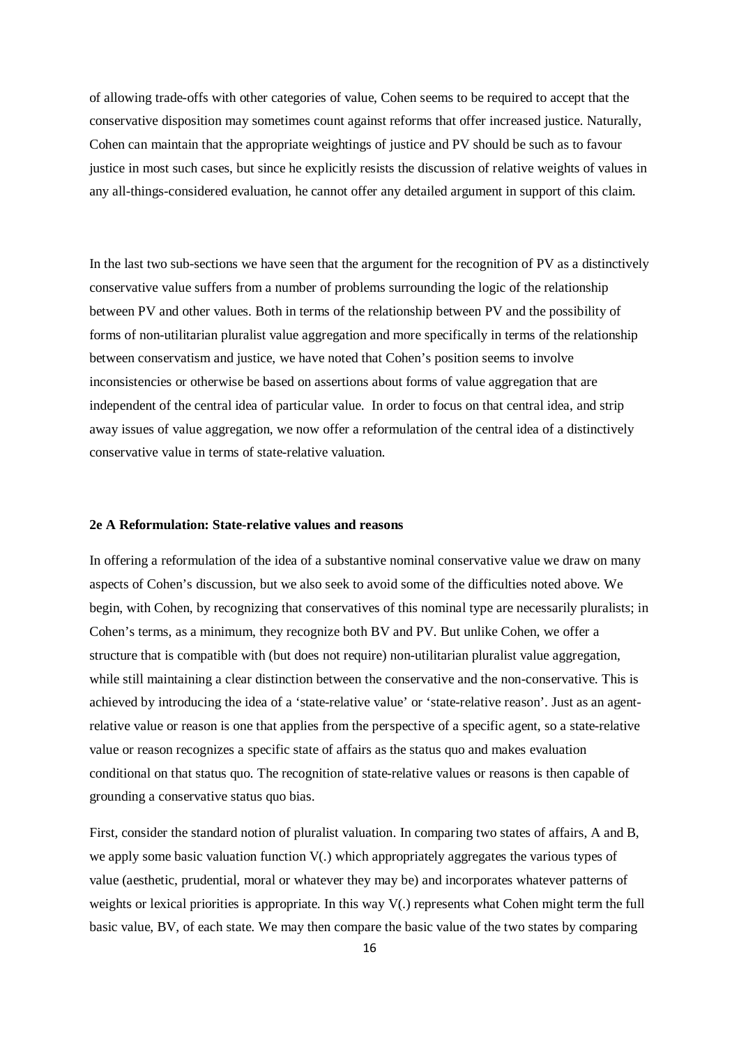of allowing trade-offs with other categories of value, Cohen seems to be required to accept that the conservative disposition may sometimes count against reforms that offer increased justice. Naturally, Cohen can maintain that the appropriate weightings of justice and PV should be such as to favour justice in most such cases, but since he explicitly resists the discussion of relative weights of values in any all-things-considered evaluation, he cannot offer any detailed argument in support of this claim.

In the last two sub-sections we have seen that the argument for the recognition of PV as a distinctively conservative value suffers from a number of problems surrounding the logic of the relationship between PV and other values. Both in terms of the relationship between PV and the possibility of forms of non-utilitarian pluralist value aggregation and more specifically in terms of the relationship between conservatism and justice, we have noted that Cohen's position seems to involve inconsistencies or otherwise be based on assertions about forms of value aggregation that are independent of the central idea of particular value. In order to focus on that central idea, and strip away issues of value aggregation, we now offer a reformulation of the central idea of a distinctively conservative value in terms of state-relative valuation.

### 2e A Reformulation: State-relative values and reasons

In offering a reformulation of the idea of a substantive nominal conservative value we draw on many aspects of Cohen's discussion, but we also seek to avoid some of the difficulties noted above. We begin, with Cohen, by recognizing that conservatives of this nominal type are necessarily pluralists; in Cohen's terms, as a minimum, they recognize both BV and PV. But unlike Cohen, we offer a structure that is compatible with (but does not require) non-utilitarian pluralist value aggregation, while still maintaining a clear distinction between the conservative and the non-conservative. This is achieved by introducing the idea of a 'state-relative value' or 'state-relative reason'. Just as an agent-relative value or reason is one that applies from the perspective of a specific agent, so a state-relative value or reason recognizes a specific state of affairs as the status quo and makes evaluation conditional on that status quo. The recognition of state-relative values or reasons is then capable of grounding a conservative status quo bias.

First, consider the standard notion of pluralist valuation. In comparing two states of affairs, A and B, we apply some basic valuation function V(.) which appropriately aggregates the various types of value (aesthetic, prudential, moral or whatever they may be) and incorporates whatever patterns of weights or lexical priorities is appropriate. In this way V(.) represents what Cohen might term the full basic value, BV, of each state. We may then compare the basic value of the two states by comparing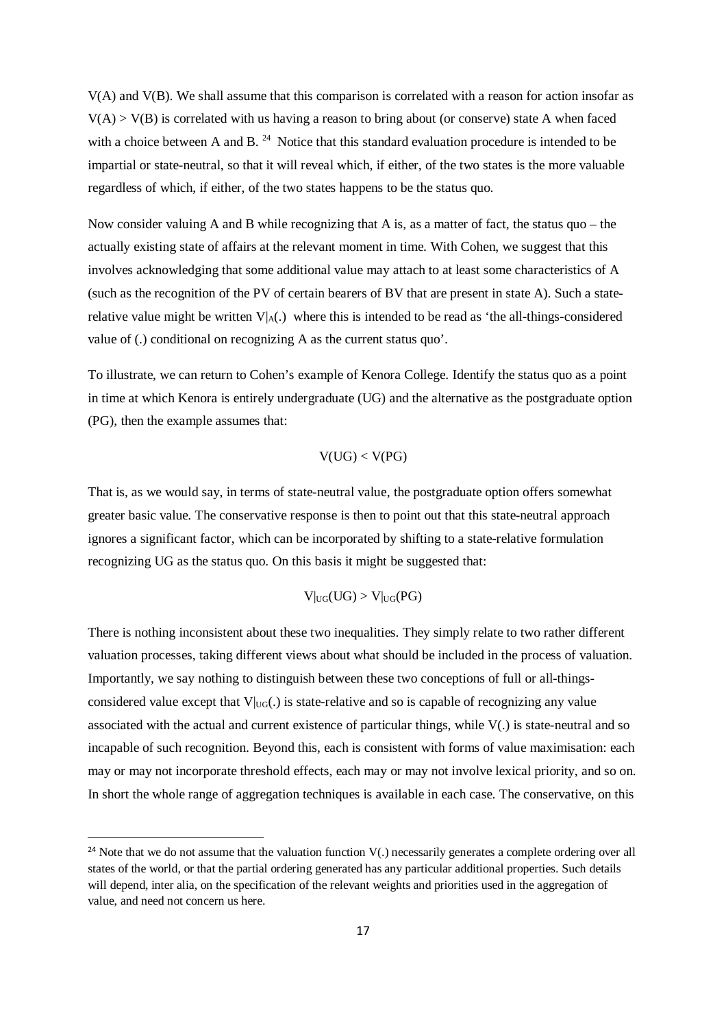V(A) and V(B). We shall assume that this comparison is correlated with a reason for action insofar as $V(A) > V(B)$ is correlated with us having a reason to bring about (or conserve) state A when faced with a choice between A and B. [24] Notice that this standard evaluation procedure is intended to be impartial or state-neutral, so that it will reveal which, if either, of the two states is the more valuable regardless of which, if either, of the two states happens to be the status quo.

Now consider valuing A and B while recognizing that A is, as a matter of fact, the status quo – the actually existing state of affairs at the relevant moment in time. With Cohen, we suggest that this involves acknowledging that some additional value may attach to at least some characteristics of A (such as the recognition of the PV of certain bearers of BV that are present in state A). Such a state-relative value might be written $V|_A(.)$ where this is intended to be read as 'the all-things-considered value of (.) conditional on recognizing A as the current status quo'.

To illustrate, we can return to Cohen's example of Kenora College. Identify the status quo as a point in time at which Kenora is entirely undergraduate (UG) and the alternative as the postgraduate option (PG), then the example assumes that:

$$V(UG) < V(PG)$$

That is, as we would say, in terms of state-neutral value, the postgraduate option offers somewhat greater basic value. The conservative response is then to point out that this state-neutral approach ignores a significant factor, which can be incorporated by shifting to a state-relative formulation recognizing UG as the status quo. On this basis it might be suggested that:

$$V|_{UG}(UG) > V|_{UG}(PG)$$

There is nothing inconsistent about these two inequalities. They simply relate to two rather different valuation processes, taking different views about what should be included in the process of valuation. Importantly, we say nothing to distinguish between these two conceptions of full or all-things-considered value except that $V|_{UG}(.)$ is state-relative and so is capable of recognizing any value associated with the actual and current existence of particular things, while V(.) is state-neutral and so incapable of such recognition. Beyond this, each is consistent with forms of value maximisation: each may or may not incorporate threshold effects, each may or may not involve lexical priority, and so on. In short the whole range of aggregation techniques is available in each case. The conservative, on this

[24] Note that we do not assume that the valuation function V(.) necessarily generates a complete ordering over all states of the world, or that the partial ordering generated has any particular additional properties. Such details will depend, inter alia, on the specification of the relevant weights and priorities used in the aggregation of value, and need not concern us here.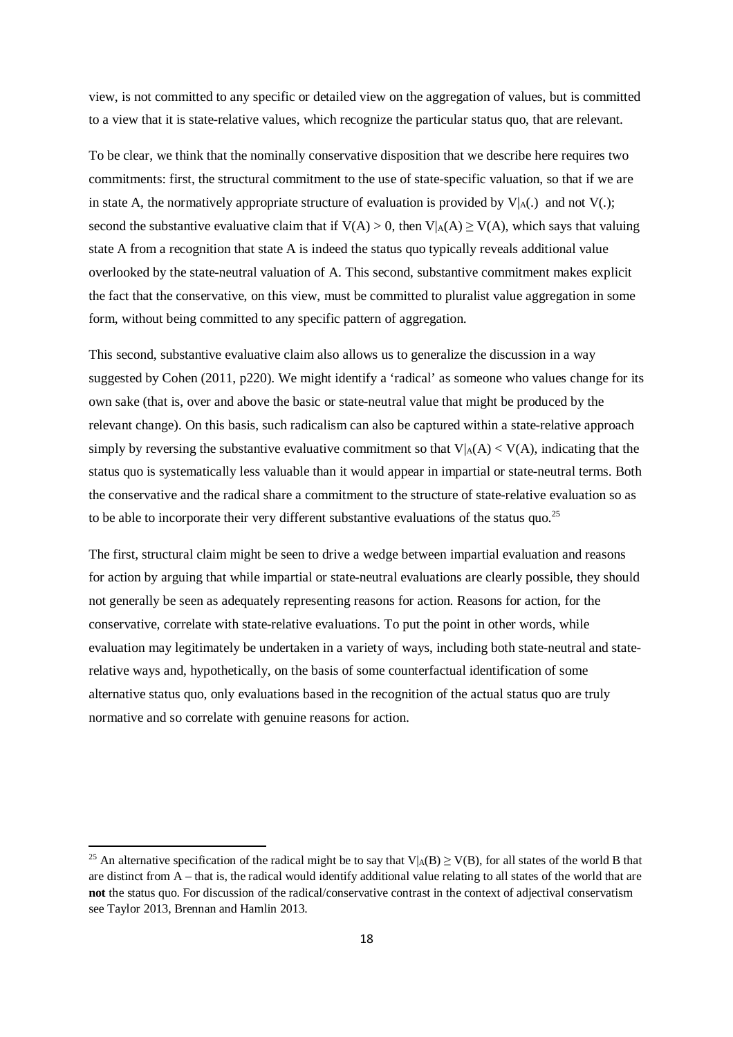view, is not committed to any specific or detailed view on the aggregation of values, but is committed to a view that it is state-relative values, which recognize the particular status quo, that are relevant.

To be clear, we think that the nominally conservative disposition that we describe here requires two commitments: first, the structural commitment to the use of state-specific valuation, so that if we are in state A, the normatively appropriate structure of evaluation is provided by $V|_A(.)$ and not $V(.)$; second the substantive evaluative claim that if $V(A) > 0$, then $V|_A(A) \geq V(A)$, which says that valuing state A from a recognition that state A is indeed the status quo typically reveals additional value overlooked by the state-neutral valuation of A. This second, substantive commitment makes explicit the fact that the conservative, on this view, must be committed to pluralist value aggregation in some form, without being committed to any specific pattern of aggregation.

This second, substantive evaluative claim also allows us to generalize the discussion in a way suggested by Cohen (2011, p220). We might identify a 'radical' as someone who values change for its own sake (that is, over and above the basic or state-neutral value that might be produced by the relevant change). On this basis, such radicalism can also be captured within a state-relative approach simply by reversing the substantive evaluative commitment so that $V|_A(A) < V(A)$, indicating that the status quo is systematically less valuable than it would appear in impartial or state-neutral terms. Both the conservative and the radical share a commitment to the structure of state-relative evaluation so as to be able to incorporate their very different substantive evaluations of the status quo.[25]

The first, structural claim might be seen to drive a wedge between impartial evaluation and reasons for action by arguing that while impartial or state-neutral evaluations are clearly possible, they should not generally be seen as adequately representing reasons for action. Reasons for action, for the conservative, correlate with state-relative evaluations. To put the point in other words, while evaluation may legitimately be undertaken in a variety of ways, including both state-neutral and state-relative ways and, hypothetically, on the basis of some counterfactual identification of some alternative status quo, only evaluations based in the recognition of the actual status quo are truly normative and so correlate with genuine reasons for action.

---

[25] An alternative specification of the radical might be to say that $V|_A(B) \geq V(B)$, for all states of the world B that are distinct from A – that is, the radical would identify additional value relating to all states of the world that are **not** the status quo. For discussion of the radical/conservative contrast in the context of adjectival conservatism see Taylor 2013, Brennan and Hamlin 2013.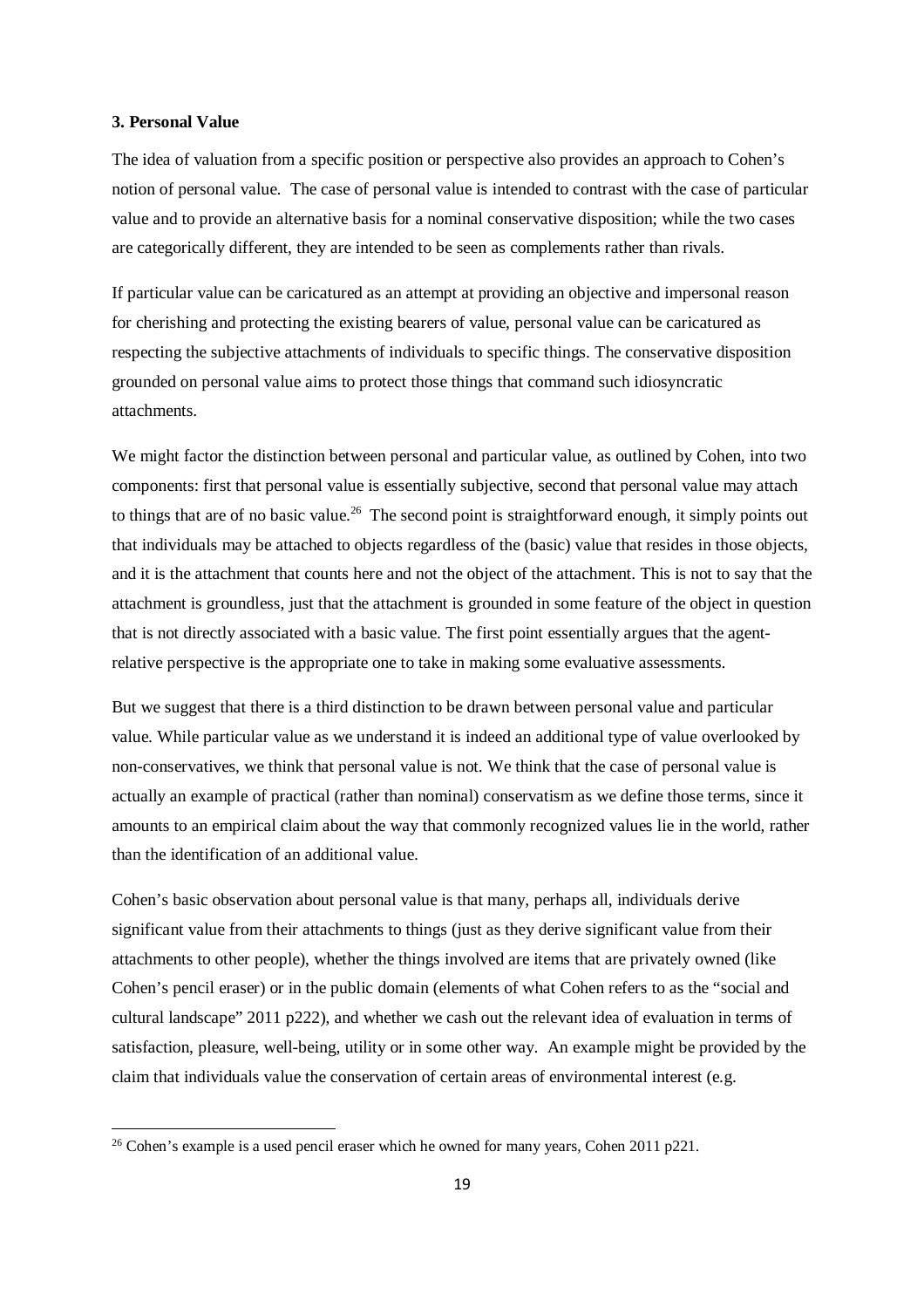### 3. Personal Value

The idea of valuation from a specific position or perspective also provides an approach to Cohen's notion of personal value. The case of personal value is intended to contrast with the case of particular value and to provide an alternative basis for a nominal conservative disposition; while the two cases are categorically different, they are intended to be seen as complements rather than rivals.

If particular value can be caricatured as an attempt at providing an objective and impersonal reason for cherishing and protecting the existing bearers of value, personal value can be caricatured as respecting the subjective attachments of individuals to specific things. The conservative disposition grounded on personal value aims to protect those things that command such idiosyncratic attachments.

We might factor the distinction between personal and particular value, as outlined by Cohen, into two components: first that personal value is essentially subjective, second that personal value may attach to things that are of no basic value.[26] The second point is straightforward enough, it simply points out that individuals may be attached to objects regardless of the (basic) value that resides in those objects, and it is the attachment that counts here and not the object of the attachment. This is not to say that the attachment is groundless, just that the attachment is grounded in some feature of the object in question that is not directly associated with a basic value. The first point essentially argues that the agent-relative perspective is the appropriate one to take in making some evaluative assessments.

But we suggest that there is a third distinction to be drawn between personal value and particular value. While particular value as we understand it is indeed an additional type of value overlooked by non-conservatives, we think that personal value is not. We think that the case of personal value is actually an example of practical (rather than nominal) conservatism as we define those terms, since it amounts to an empirical claim about the way that commonly recognized values lie in the world, rather than the identification of an additional value.

Cohen's basic observation about personal value is that many, perhaps all, individuals derive significant value from their attachments to things (just as they derive significant value from their attachments to other people), whether the things involved are items that are privately owned (like Cohen's pencil eraser) or in the public domain (elements of what Cohen refers to as the "social and cultural landscape" 2011 p222), and whether we cash out the relevant idea of evaluation in terms of satisfaction, pleasure, well-being, utility or in some other way. An example might be provided by the claim that individuals value the conservation of certain areas of environmental interest (e.g.

---

[26] Cohen's example is a used pencil eraser which he owned for many years, Cohen 2011 p221.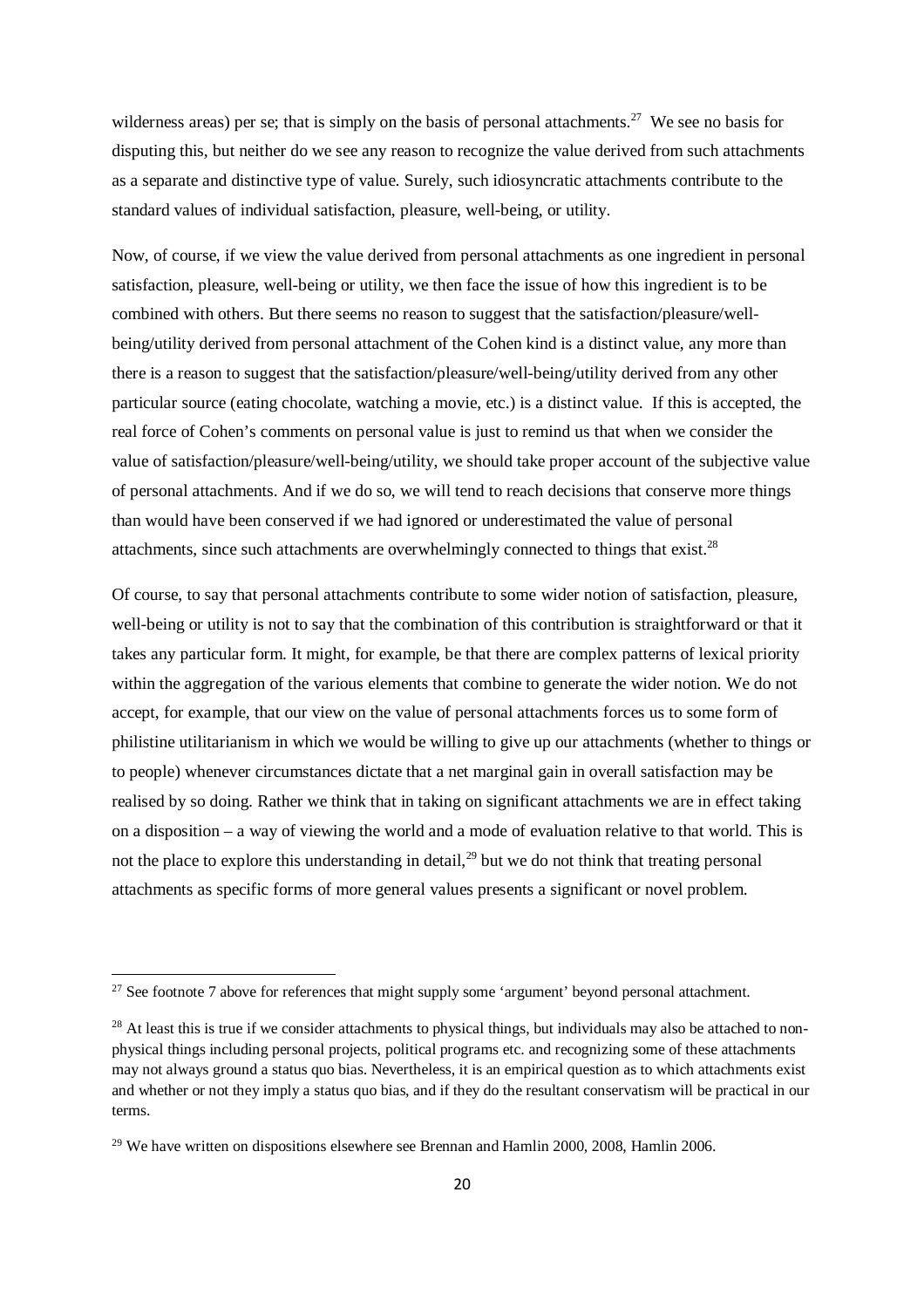wilderness areas) per se; that is simply on the basis of personal attachments.[27] We see no basis for disputing this, but neither do we see any reason to recognize the value derived from such attachments as a separate and distinctive type of value. Surely, such idiosyncratic attachments contribute to the standard values of individual satisfaction, pleasure, well-being, or utility.

Now, of course, if we view the value derived from personal attachments as one ingredient in personal satisfaction, pleasure, well-being or utility, we then face the issue of how this ingredient is to be combined with others. But there seems no reason to suggest that the satisfaction/pleasure/well-being/utility derived from personal attachment of the Cohen kind is a distinct value, any more than there is a reason to suggest that the satisfaction/pleasure/well-being/utility derived from any other particular source (eating chocolate, watching a movie, etc.) is a distinct value. If this is accepted, the real force of Cohen's comments on personal value is just to remind us that when we consider the value of satisfaction/pleasure/well-being/utility, we should take proper account of the subjective value of personal attachments. And if we do so, we will tend to reach decisions that conserve more things than would have been conserved if we had ignored or underestimated the value of personal attachments, since such attachments are overwhelmingly connected to things that exist.[28]

Of course, to say that personal attachments contribute to some wider notion of satisfaction, pleasure, well-being or utility is not to say that the combination of this contribution is straightforward or that it takes any particular form. It might, for example, be that there are complex patterns of lexical priority within the aggregation of the various elements that combine to generate the wider notion. We do not accept, for example, that our view on the value of personal attachments forces us to some form of philistine utilitarianism in which we would be willing to give up our attachments (whether to things or to people) whenever circumstances dictate that a net marginal gain in overall satisfaction may be realised by so doing. Rather we think that in taking on significant attachments we are in effect taking on a disposition – a way of viewing the world and a mode of evaluation relative to that world. This is not the place to explore this understanding in detail,[29] but we do not think that treating personal attachments as specific forms of more general values presents a significant or novel problem.

---

[27] See footnote 7 above for references that might supply some 'argument' beyond personal attachment.

[28] At least this is true if we consider attachments to physical things, but individuals may also be attached to non-physical things including personal projects, political programs etc. and recognizing some of these attachments may not always ground a status quo bias. Nevertheless, it is an empirical question as to which attachments exist and whether or not they imply a status quo bias, and if they do the resultant conservatism will be practical in our terms.

[29] We have written on dispositions elsewhere see Brennan and Hamlin 2000, 2008, Hamlin 2006.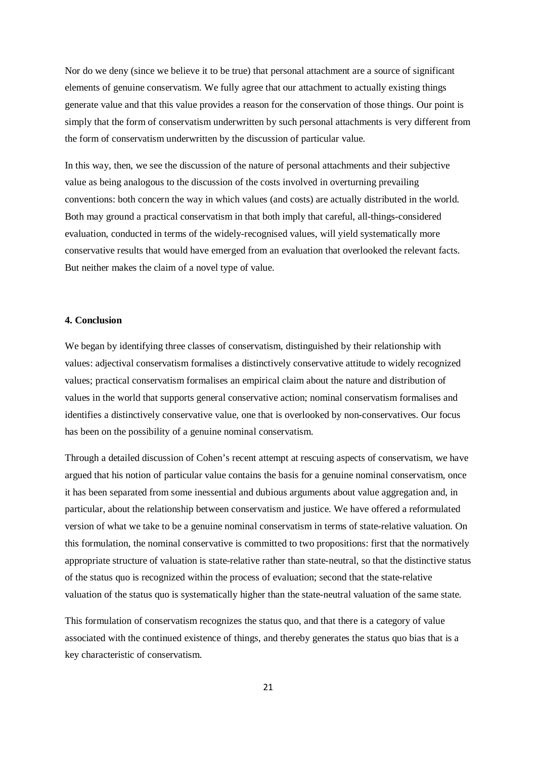Nor do we deny (since we believe it to be true) that personal attachment are a source of significant elements of genuine conservatism. We fully agree that our attachment to actually existing things generate value and that this value provides a reason for the conservation of those things. Our point is simply that the form of conservatism underwritten by such personal attachments is very different from the form of conservatism underwritten by the discussion of particular value.

In this way, then, we see the discussion of the nature of personal attachments and their subjective value as being analogous to the discussion of the costs involved in overturning prevailing conventions: both concern the way in which values (and costs) are actually distributed in the world. Both may ground a practical conservatism in that both imply that careful, all-things-considered evaluation, conducted in terms of the widely-recognised values, will yield systematically more conservative results that would have emerged from an evaluation that overlooked the relevant facts. But neither makes the claim of a novel type of value.

## 4. Conclusion

We began by identifying three classes of conservatism, distinguished by their relationship with values: adjectival conservatism formalises a distinctively conservative attitude to widely recognized values; practical conservatism formalises an empirical claim about the nature and distribution of values in the world that supports general conservative action; nominal conservatism formalises and identifies a distinctively conservative value, one that is overlooked by non-conservatives. Our focus has been on the possibility of a genuine nominal conservatism.

Through a detailed discussion of Cohen's recent attempt at rescuing aspects of conservatism, we have argued that his notion of particular value contains the basis for a genuine nominal conservatism, once it has been separated from some inessential and dubious arguments about value aggregation and, in particular, about the relationship between conservatism and justice. We have offered a reformulated version of what we take to be a genuine nominal conservatism in terms of state-relative valuation. On this formulation, the nominal conservative is committed to two propositions: first that the normatively appropriate structure of valuation is state-relative rather than state-neutral, so that the distinctive status of the status quo is recognized within the process of evaluation; second that the state-relative valuation of the status quo is systematically higher than the state-neutral valuation of the same state.

This formulation of conservatism recognizes the status quo, and that there is a category of value associated with the continued existence of things, and thereby generates the status quo bias that is a key characteristic of conservatism.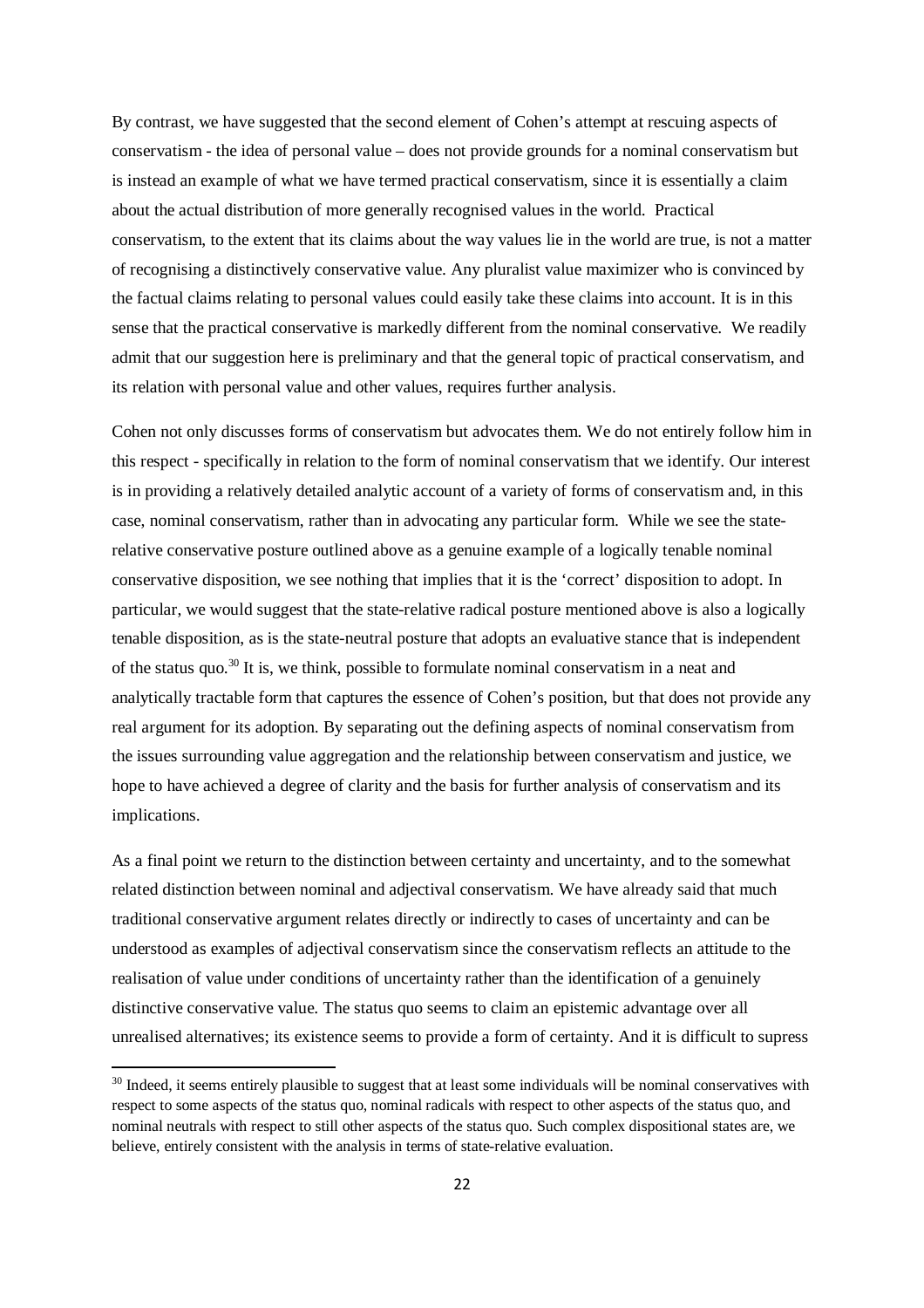By contrast, we have suggested that the second element of Cohen's attempt at rescuing aspects of conservatism - the idea of personal value – does not provide grounds for a nominal conservatism but is instead an example of what we have termed practical conservatism, since it is essentially a claim about the actual distribution of more generally recognised values in the world. Practical conservatism, to the extent that its claims about the way values lie in the world are true, is not a matter of recognising a distinctively conservative value. Any pluralist value maximizer who is convinced by the factual claims relating to personal values could easily take these claims into account. It is in this sense that the practical conservative is markedly different from the nominal conservative. We readily admit that our suggestion here is preliminary and that the general topic of practical conservatism, and its relation with personal value and other values, requires further analysis.

Cohen not only discusses forms of conservatism but advocates them. We do not entirely follow him in this respect - specifically in relation to the form of nominal conservatism that we identify. Our interest is in providing a relatively detailed analytic account of a variety of forms of conservatism and, in this case, nominal conservatism, rather than in advocating any particular form. While we see the state-relative conservative posture outlined above as a genuine example of a logically tenable nominal conservative disposition, we see nothing that implies that it is the 'correct' disposition to adopt. In particular, we would suggest that the state-relative radical posture mentioned above is also a logically tenable disposition, as is the state-neutral posture that adopts an evaluative stance that is independent of the status quo.[30] It is, we think, possible to formulate nominal conservatism in a neat and analytically tractable form that captures the essence of Cohen's position, but that does not provide any real argument for its adoption. By separating out the defining aspects of nominal conservatism from the issues surrounding value aggregation and the relationship between conservatism and justice, we hope to have achieved a degree of clarity and the basis for further analysis of conservatism and its implications.

As a final point we return to the distinction between certainty and uncertainty, and to the somewhat related distinction between nominal and adjectival conservatism. We have already said that much traditional conservative argument relates directly or indirectly to cases of uncertainty and can be understood as examples of adjectival conservatism since the conservatism reflects an attitude to the realisation of value under conditions of uncertainty rather than the identification of a genuinely distinctive conservative value. The status quo seems to claim an epistemic advantage over all unrealised alternatives; its existence seems to provide a form of certainty. And it is difficult to supress

[30] Indeed, it seems entirely plausible to suggest that at least some individuals will be nominal conservatives with respect to some aspects of the status quo, nominal radicals with respect to other aspects of the status quo, and nominal neutrals with respect to still other aspects of the status quo. Such complex dispositional states are, we believe, entirely consistent with the analysis in terms of state-relative evaluation.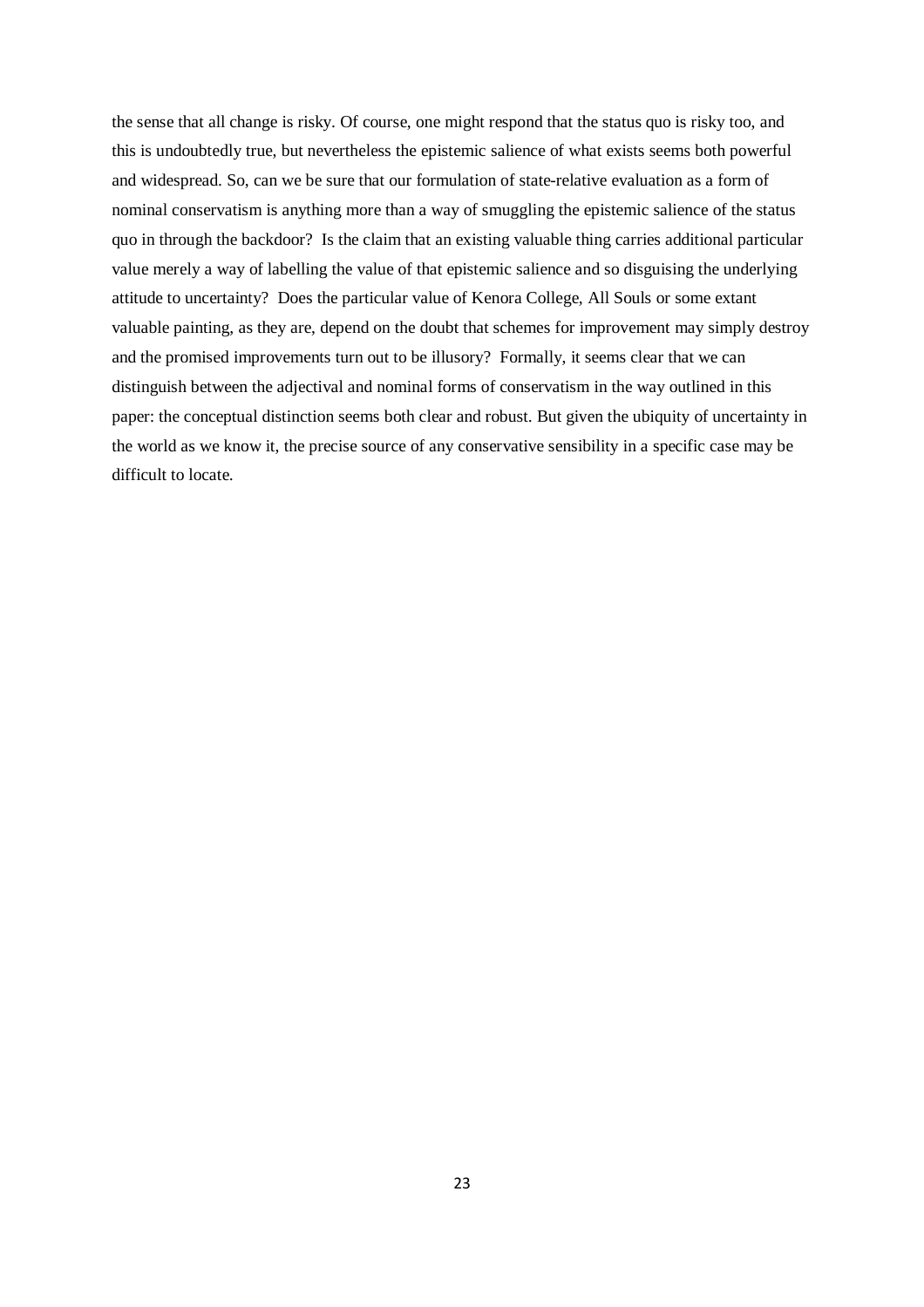the sense that all change is risky. Of course, one might respond that the status quo is risky too, and this is undoubtedly true, but nevertheless the epistemic salience of what exists seems both powerful and widespread. So, can we be sure that our formulation of state-relative evaluation as a form of nominal conservatism is anything more than a way of smuggling the epistemic salience of the status quo in through the backdoor? Is the claim that an existing valuable thing carries additional particular value merely a way of labelling the value of that epistemic salience and so disguising the underlying attitude to uncertainty? Does the particular value of Kenora College, All Souls or some extant valuable painting, as they are, depend on the doubt that schemes for improvement may simply destroy and the promised improvements turn out to be illusory? Formally, it seems clear that we can distinguish between the adjectival and nominal forms of conservatism in the way outlined in this paper: the conceptual distinction seems both clear and robust. But given the ubiquity of uncertainty in the world as we know it, the precise source of any conservative sensibility in a specific case may be difficult to locate.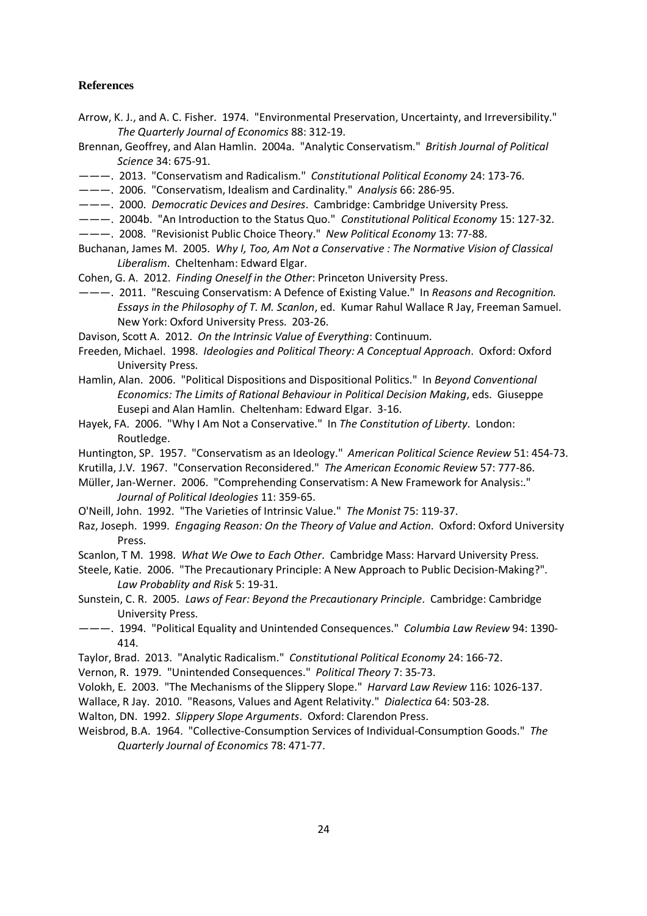**References**

Arrow, K. J., and A. C. Fisher. 1974. "Environmental Preservation, Uncertainty, and Irreversibility." *The Quarterly Journal of Economics* 88: 312-19.

Brennan, Geoffrey, and Alan Hamlin. 2004a. "Analytic Conservatism." *British Journal of Political Science* 34: 675-91.

———. 2013. "Conservatism and Radicalism." *Constitutional Political Economy* 24: 173-76.

———. 2006. "Conservatism, Idealism and Cardinality." *Analysis* 66: 286-95.

———. 2000. *Democratic Devices and Desires*. Cambridge: Cambridge University Press.

———. 2004b. "An Introduction to the Status Quo." *Constitutional Political Economy* 15: 127-32.

———. 2008. "Revisionist Public Choice Theory." *New Political Economy* 13: 77-88.

Buchanan, James M. 2005. *Why I, Too, Am Not a Conservative : The Normative Vision of Classical Liberalism*. Cheltenham: Edward Elgar.

Cohen, G. A. 2012. *Finding Oneself in the Other*: Princeton University Press.

———. 2011. "Rescuing Conservatism: A Defence of Existing Value." In *Reasons and Recognition. Essays in the Philosophy of T. M. Scanlon*, ed. Kumar Rahul Wallace R Jay, Freeman Samuel. New York: Oxford University Press. 203-26.

Davison, Scott A. 2012. *On the Intrinsic Value of Everything*: Continuum.

Freeden, Michael. 1998. *Ideologies and Political Theory: A Conceptual Approach*. Oxford: Oxford University Press.

Hamlin, Alan. 2006. "Political Dispositions and Dispositional Politics." In *Beyond Conventional Economics: The Limits of Rational Behaviour in Political Decision Making*, eds. Giuseppe Eusepi and Alan Hamlin. Cheltenham: Edward Elgar. 3-16.

Hayek, FA. 2006. "Why I Am Not a Conservative." In *The Constitution of Liberty*. London: Routledge.

Huntington, SP. 1957. "Conservatism as an Ideology." *American Political Science Review* 51: 454-73.

Krutilla, J.V. 1967. "Conservation Reconsidered." *The American Economic Review* 57: 777-86.

Müller, Jan-Werner. 2006. "Comprehending Conservatism: A New Framework for Analysis:." *Journal of Political Ideologies* 11: 359-65.

O'Neill, John. 1992. "The Varieties of Intrinsic Value." *The Monist* 75: 119-37.

Raz, Joseph. 1999. *Engaging Reason: On the Theory of Value and Action*. Oxford: Oxford University Press.

Scanlon, T M. 1998. *What We Owe to Each Other*. Cambridge Mass: Harvard University Press.

Steele, Katie. 2006. "The Precautionary Principle: A New Approach to Public Decision-Making?". *Law Probablity and Risk* 5: 19-31.

Sunstein, C. R. 2005. *Laws of Fear: Beyond the Precautionary Principle*. Cambridge: Cambridge University Press.

———. 1994. "Political Equality and Unintended Consequences." *Columbia Law Review* 94: 1390-414.

Taylor, Brad. 2013. "Analytic Radicalism." *Constitutional Political Economy* 24: 166-72.

Vernon, R. 1979. "Unintended Consequences." *Political Theory* 7: 35-73.

Volokh, E. 2003. "The Mechanisms of the Slippery Slope." *Harvard Law Review* 116: 1026-137.

Wallace, R Jay. 2010. "Reasons, Values and Agent Relativity." *Dialectica* 64: 503-28.

Walton, DN. 1992. *Slippery Slope Arguments*. Oxford: Clarendon Press.

Weisbrod, B.A. 1964. "Collective-Consumption Services of Individual-Consumption Goods." *The Quarterly Journal of Economics* 78: 471-77.